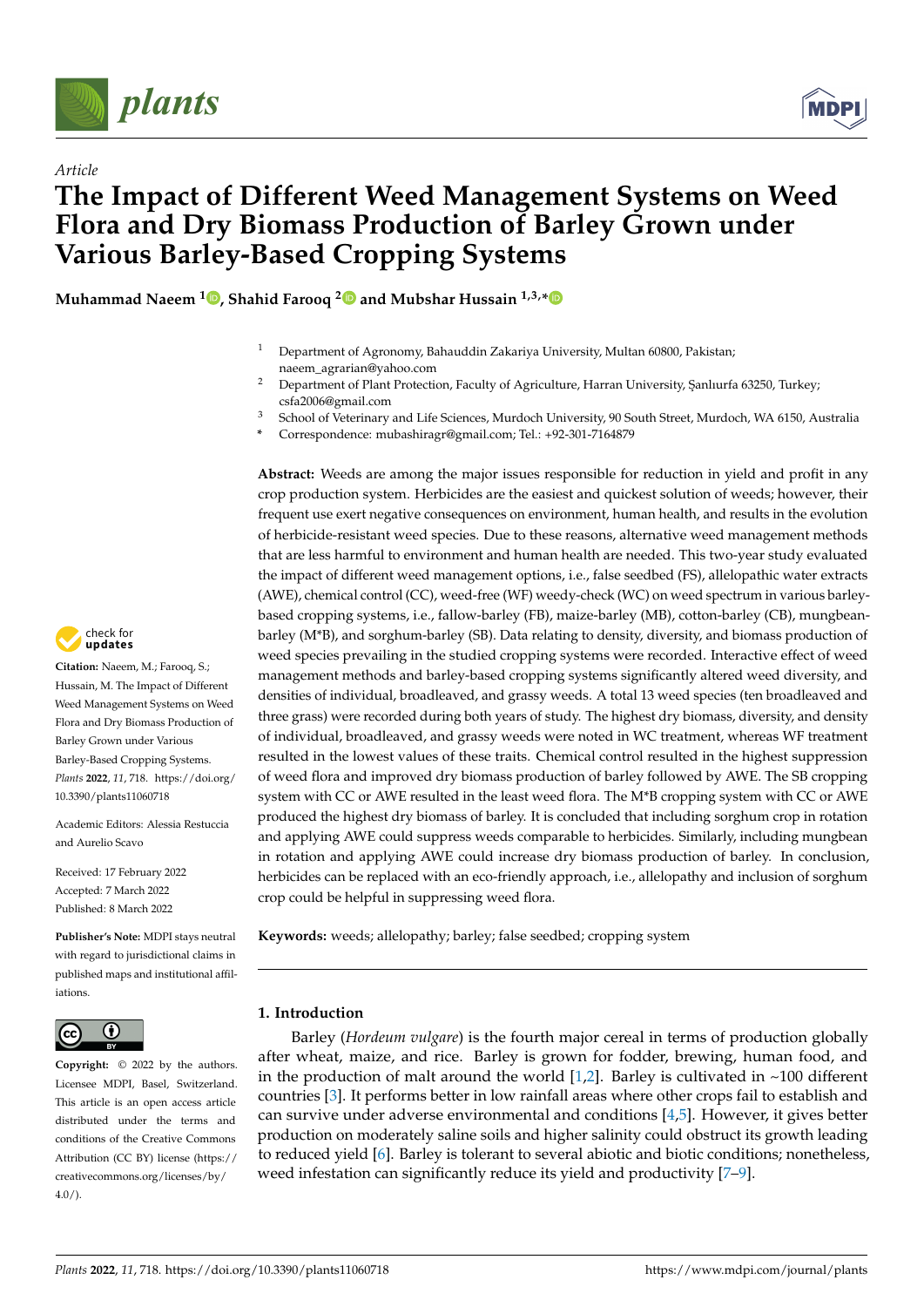Article

# The Impact of Different Weed Management Systems on Weed Flora and Dry Biomass Production of Barley Grown under Various Barley-Based Cropping Systems

**Muhammad Naeem [1], Shahid Farooq [2] and Mubshar Hussain [1,3,*]**

[1] Department of Agronomy, Bahauddin Zakariya University, Multan 60800, Pakistan; naeem_agrarian@yahoo.com
[2] Department of Plant Protection, Faculty of Agriculture, Harran University, Şanlıurfa 63250, Turkey; csfa2006@gmail.com
[3] School of Veterinary and Life Sciences, Murdoch University, 90 South Street, Murdoch, WA 6150, Australia
\* Correspondence: mubashiragr@gmail.com; Tel.: +92-301-7164879

**Abstract:** Weeds are among the major issues responsible for reduction in yield and profit in any crop production system. Herbicides are the easiest and quickest solution of weeds; however, their frequent use exert negative consequences on environment, human health, and results in the evolution of herbicide-resistant weed species. Due to these reasons, alternative weed management methods that are less harmful to environment and human health are needed. This two-year study evaluated the impact of different weed management options, i.e., false seedbed (FS), allelopathic water extracts (AWE), chemical control (CC), weed-free (WF) weedy-check (WC) on weed spectrum in various barley-based cropping systems, i.e., fallow-barley (FB), maize-barley (MB), cotton-barley (CB), mungbean-barley (M*B), and sorghum-barley (SB). Data relating to density, diversity, and biomass production of weed species prevailing in the studied cropping systems were recorded. Interactive effect of weed management methods and barley-based cropping systems significantly altered weed diversity, and densities of individual, broadleaved, and grassy weeds. A total 13 weed species (ten broadleaved and three grass) were recorded during both years of study. The highest dry biomass, diversity, and density of individual, broadleaved, and grassy weeds were noted in WC treatment, whereas WF treatment resulted in the lowest values of these traits. Chemical control resulted in the highest suppression of weed flora and improved dry biomass production of barley followed by AWE. The SB cropping system with CC or AWE resulted in the least weed flora. The M*B cropping system with CC or AWE produced the highest dry biomass of barley. It is concluded that including sorghum crop in rotation and applying AWE could suppress weeds comparable to herbicides. Similarly, including mungbean in rotation and applying AWE could increase dry biomass production of barley. In conclusion, herbicides can be replaced with an eco-friendly approach, i.e., allelopathy and inclusion of sorghum crop could be helpful in suppressing weed flora.

**Keywords:** weeds; allelopathy; barley; false seedbed; cropping system

**Citation:** Naeem, M.; Farooq, S.; Hussain, M. The Impact of Different Weed Management Systems on Weed Flora and Dry Biomass Production of Barley Grown under Various Barley-Based Cropping Systems. *Plants* **2022**, *11*, 718. https://doi.org/10.3390/plants11060718

Academic Editors: Alessia Restuccia and Aurelio Scavo

Received: 17 February 2022
Accepted: 7 March 2022
Published: 8 March 2022

**Publisher's Note:** MDPI stays neutral with regard to jurisdictional claims in published maps and institutional affiliations.

**Copyright:** © 2022 by the authors. Licensee MDPI, Basel, Switzerland. This article is an open access article distributed under the terms and conditions of the Creative Commons Attribution (CC BY) license (https://creativecommons.org/licenses/by/4.0/).

## 1. Introduction

Barley (*Hordeum vulgare*) is the fourth major cereal in terms of production globally after wheat, maize, and rice. Barley is grown for fodder, brewing, human food, and in the production of malt around the world [1,2]. Barley is cultivated in ~100 different countries [3]. It performs better in low rainfall areas where other crops fail to establish and can survive under adverse environmental and conditions [4,5]. However, it gives better production on moderately saline soils and higher salinity could obstruct its growth leading to reduced yield [6]. Barley is tolerant to several abiotic and biotic conditions; nonetheless, weed infestation can significantly reduce its yield and productivity [7–9].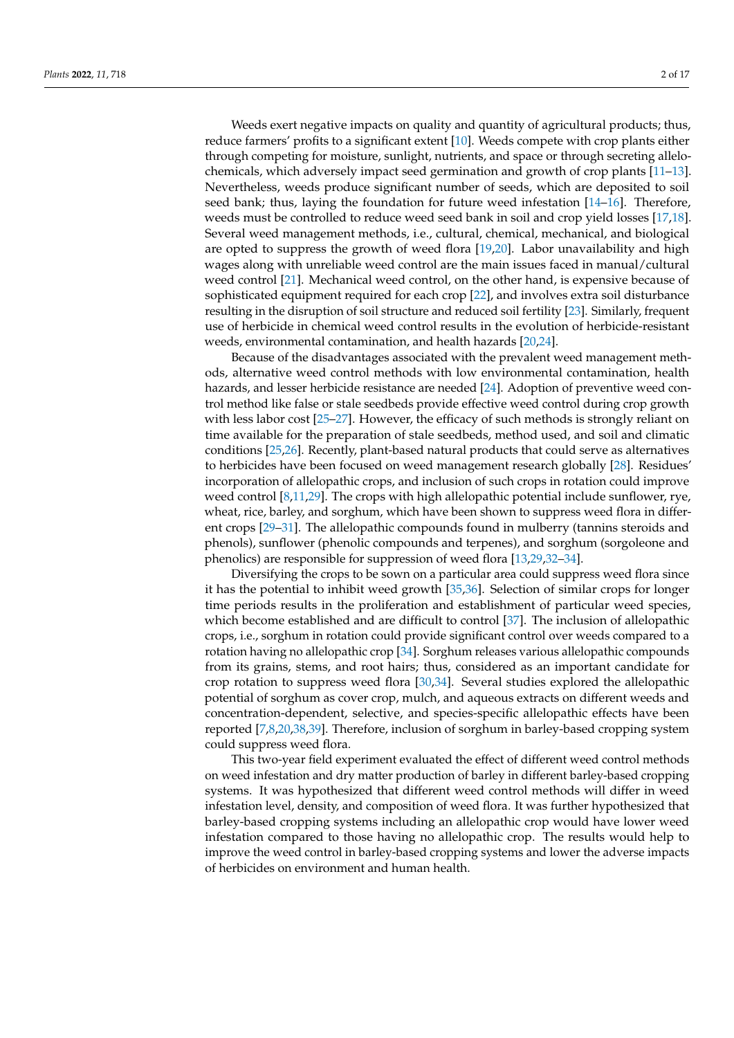Weeds exert negative impacts on quality and quantity of agricultural products; thus, reduce farmers' profits to a significant extent [10]. Weeds compete with crop plants either through competing for moisture, sunlight, nutrients, and space or through secreting allelochemicals, which adversely impact seed germination and growth of crop plants [11–13]. Nevertheless, weeds produce significant number of seeds, which are deposited to soil seed bank; thus, laying the foundation for future weed infestation [14–16]. Therefore, weeds must be controlled to reduce weed seed bank in soil and crop yield losses [17,18]. Several weed management methods, i.e., cultural, chemical, mechanical, and biological are opted to suppress the growth of weed flora [19,20]. Labor unavailability and high wages along with unreliable weed control are the main issues faced in manual/cultural weed control [21]. Mechanical weed control, on the other hand, is expensive because of sophisticated equipment required for each crop [22], and involves extra soil disturbance resulting in the disruption of soil structure and reduced soil fertility [23]. Similarly, frequent use of herbicide in chemical weed control results in the evolution of herbicide-resistant weeds, environmental contamination, and health hazards [20,24].

Because of the disadvantages associated with the prevalent weed management methods, alternative weed control methods with low environmental contamination, health hazards, and lesser herbicide resistance are needed [24]. Adoption of preventive weed control method like false or stale seedbeds provide effective weed control during crop growth with less labor cost [25–27]. However, the efficacy of such methods is strongly reliant on time available for the preparation of stale seedbeds, method used, and soil and climatic conditions [25,26]. Recently, plant-based natural products that could serve as alternatives to herbicides have been focused on weed management research globally [28]. Residues' incorporation of allelopathic crops, and inclusion of such crops in rotation could improve weed control [8,11,29]. The crops with high allelopathic potential include sunflower, rye, wheat, rice, barley, and sorghum, which have been shown to suppress weed flora in different crops [29–31]. The allelopathic compounds found in mulberry (tannins steroids and phenols), sunflower (phenolic compounds and terpenes), and sorghum (sorgoleone and phenolics) are responsible for suppression of weed flora [13,29,32–34].

Diversifying the crops to be sown on a particular area could suppress weed flora since it has the potential to inhibit weed growth [35,36]. Selection of similar crops for longer time periods results in the proliferation and establishment of particular weed species, which become established and are difficult to control [37]. The inclusion of allelopathic crops, i.e., sorghum in rotation could provide significant control over weeds compared to a rotation having no allelopathic crop [34]. Sorghum releases various allelopathic compounds from its grains, stems, and root hairs; thus, considered as an important candidate for crop rotation to suppress weed flora [30,34]. Several studies explored the allelopathic potential of sorghum as cover crop, mulch, and aqueous extracts on different weeds and concentration-dependent, selective, and species-specific allelopathic effects have been reported [7,8,20,38,39]. Therefore, inclusion of sorghum in barley-based cropping system could suppress weed flora.

This two-year field experiment evaluated the effect of different weed control methods on weed infestation and dry matter production of barley in different barley-based cropping systems. It was hypothesized that different weed control methods will differ in weed infestation level, density, and composition of weed flora. It was further hypothesized that barley-based cropping systems including an allelopathic crop would have lower weed infestation compared to those having no allelopathic crop. The results would help to improve the weed control in barley-based cropping systems and lower the adverse impacts of herbicides on environment and human health.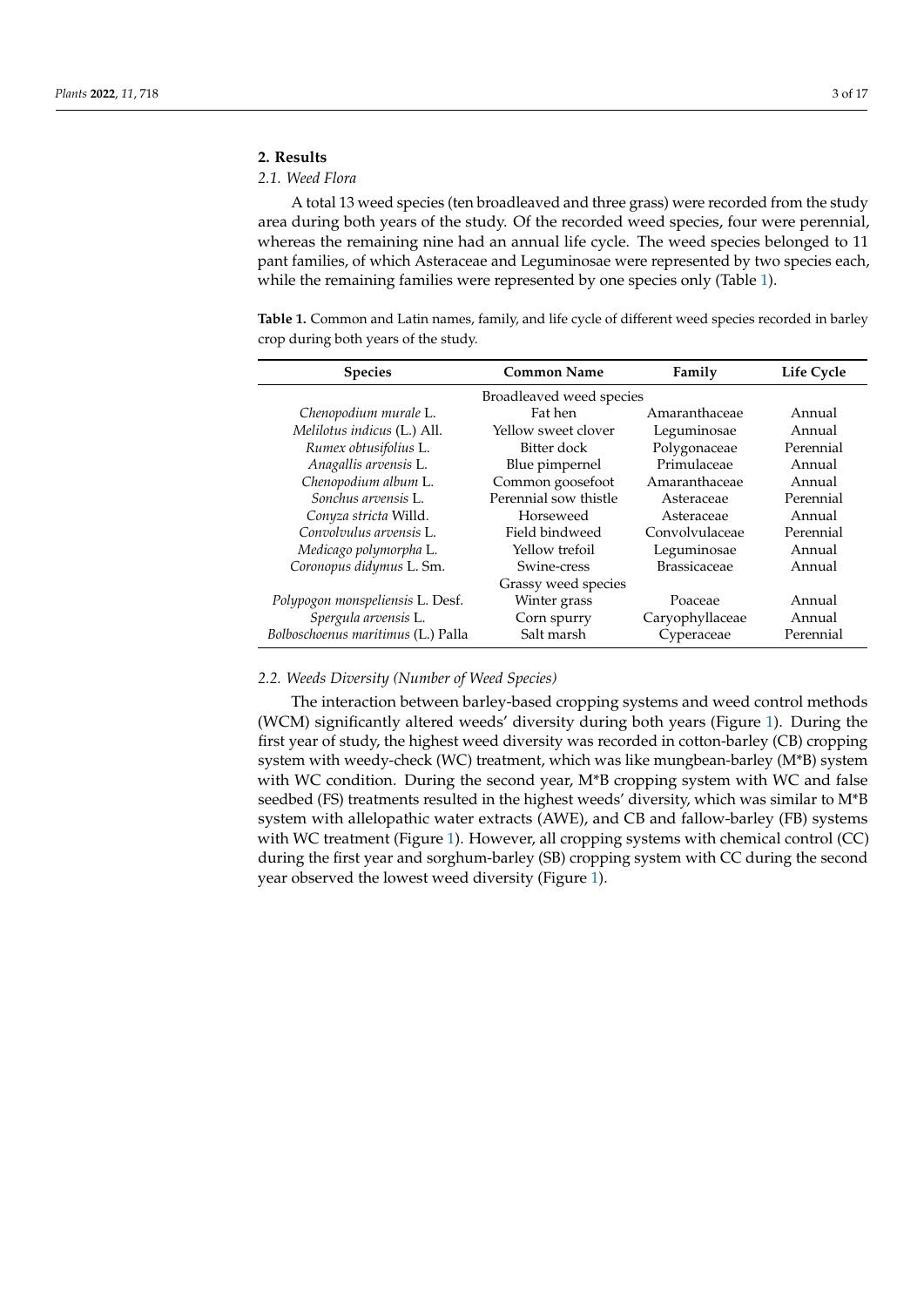## 2. Results

### 2.1. Weed Flora

A total 13 weed species (ten broadleaved and three grass) were recorded from the study area during both years of the study. Of the recorded weed species, four were perennial, whereas the remaining nine had an annual life cycle. The weed species belonged to 11 pant families, of which Asteraceae and Leguminosae were represented by two species each, while the remaining families were represented by one species only (Table 1).

**Table 1.** Common and Latin names, family, and life cycle of different weed species recorded in barley crop during both years of the study.

| Species | Common Name | Family | Life Cycle |
|---|---|---|---|
| | Broadleaved weed species | | |
| *Chenopodium murale* L. | Fat hen | Amaranthaceae | Annual |
| *Melilotus indicus* (L.) All. | Yellow sweet clover | Leguminosae | Annual |
| *Rumex obtusifolius* L. | Bitter dock | Polygonaceae | Perennial |
| *Anagallis arvensis* L. | Blue pimpernel | Primulaceae | Annual |
| *Chenopodium album* L. | Common goosefoot | Amaranthaceae | Annual |
| *Sonchus arvensis* L. | Perennial sow thistle | Asteraceae | Perennial |
| *Conyza stricta* Willd. | Horseweed | Asteraceae | Annual |
| *Convolvulus arvensis* L. | Field bindweed | Convolvulaceae | Perennial |
| *Medicago polymorpha* L. | Yellow trefoil | Leguminosae | Annual |
| *Coronopus didymus* L. Sm. | Swine-cress | Brassicaceae | Annual |
| | Grassy weed species | | |
| *Polypogon monspeliensis* L. Desf. | Winter grass | Poaceae | Annual |
| *Spergula arvensis* L. | Corn spurry | Caryophyllaceae | Annual |
| *Bolboschoenus maritimus* (L.) Palla | Salt marsh | Cyperaceae | Perennial |

### 2.2. Weeds Diversity (Number of Weed Species)

The interaction between barley-based cropping systems and weed control methods (WCM) significantly altered weeds' diversity during both years (Figure 1). During the first year of study, the highest weed diversity was recorded in cotton-barley (CB) cropping system with weedy-check (WC) treatment, which was like mungbean-barley (M*B) system with WC condition. During the second year, M*B cropping system with WC and false seedbed (FS) treatments resulted in the highest weeds' diversity, which was similar to M*B system with allelopathic water extracts (AWE), and CB and fallow-barley (FB) systems with WC treatment (Figure 1). However, all cropping systems with chemical control (CC) during the first year and sorghum-barley (SB) cropping system with CC during the second year observed the lowest weed diversity (Figure 1).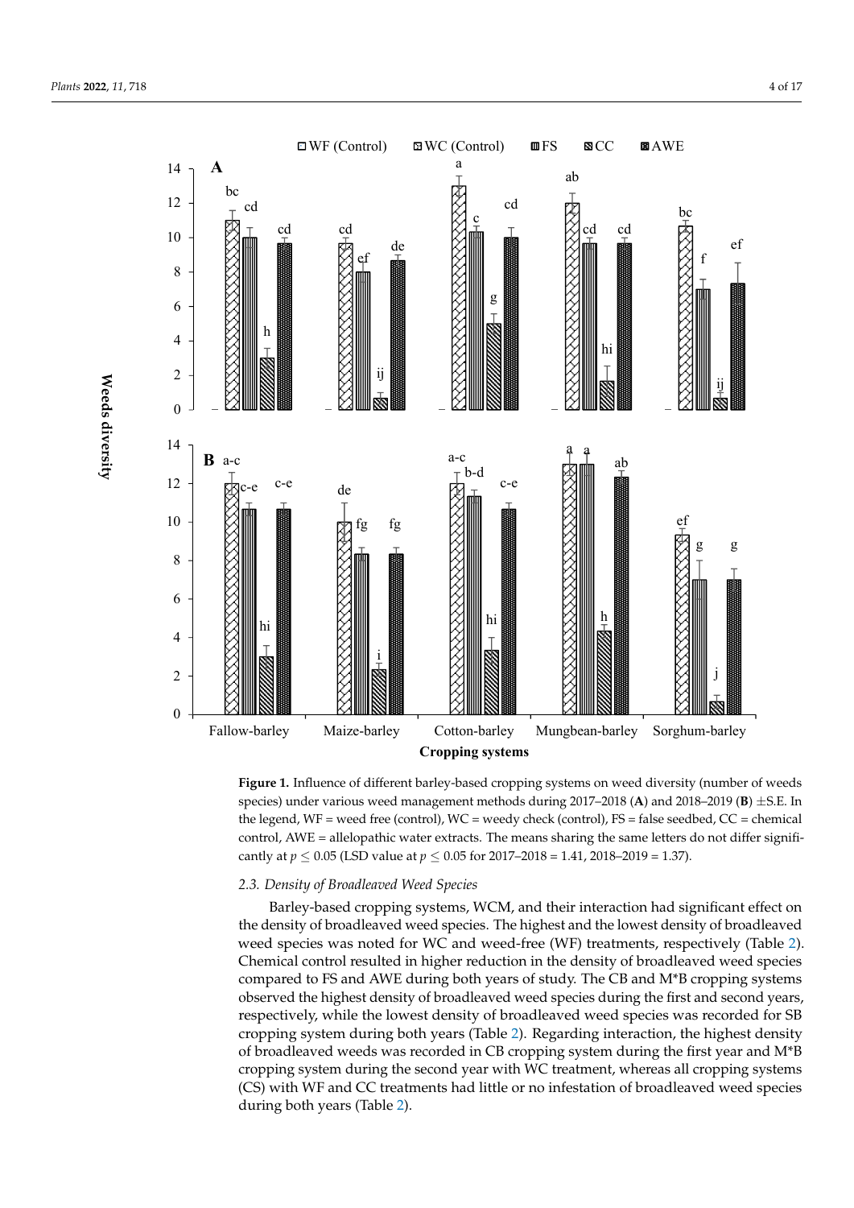**Figure 1.** Influence of different barley-based cropping systems on weed diversity (number of weeds species) under various weed management methods during 2017–2018 (**A**) and 2018–2019 (**B**) ±S.E. In the legend, WF = weed free (control), WC = weedy check (control), FS = false seedbed, CC = chemical control, AWE = allelopathic water extracts. The means sharing the same letters do not differ significantly at $p \leq 0.05$ (LSD value at $p \leq 0.05$ for 2017–2018 = 1.41, 2018–2019 = 1.37).

### 2.3. Density of Broadleaved Weed Species

Barley-based cropping systems, WCM, and their interaction had significant effect on the density of broadleaved weed species. The highest and the lowest density of broadleaved weed species was noted for WC and weed-free (WF) treatments, respectively (Table 2). Chemical control resulted in higher reduction in the density of broadleaved weed species compared to FS and AWE during both years of study. The CB and M*B cropping systems observed the highest density of broadleaved weed species during the first and second years, respectively, while the lowest density of broadleaved weed species was recorded for SB cropping system during both years (Table 2). Regarding interaction, the highest density of broadleaved weeds was recorded in CB cropping system during the first year and M*B cropping system during the second year with WC treatment, whereas all cropping systems (CS) with WF and CC treatments had little or no infestation of broadleaved weed species during both years (Table 2).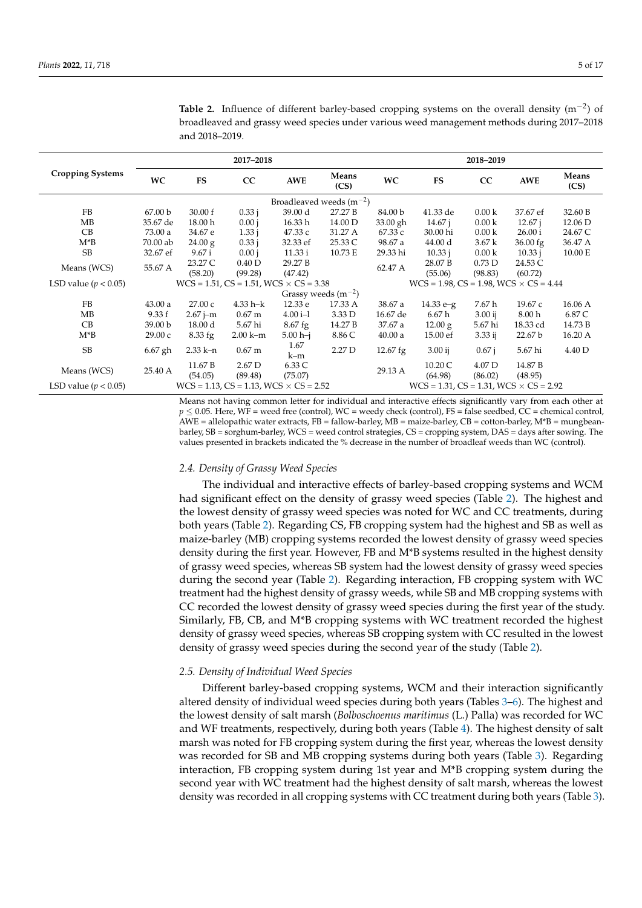**Table 2.** Influence of different barley-based cropping systems on the overall density ($m^{-2}$) of broadleaved and grassy weed species under various weed management methods during 2017–2018 and 2018–2019.

| Cropping Systems | 2017–2018 | | | | | 2018–2019 | | | | |
|---|---|---|---|---|---|---|---|---|---|---|
| | WC | FS | CC | AWE | Means (CS) | WC | FS | CC | AWE | Means (CS) |
| | | | | | Broadleaved weeds ($m^{-2}$) | | | | | |
| FB | 67.00 b | 30.00 f | 0.33 j | 39.00 d | 27.27 B | 84.00 b | 41.33 de | 0.00 k | 37.67 ef | 32.60 B |
| MB | 35.67 de | 18.00 h | 0.00 j | 16.33 h | 14.00 D | 33.00 gh | 14.67 j | 0.00 k | 12.67 j | 12.06 D |
| CB | 73.00 a | 34.67 e | 1.33 j | 47.33 c | 31.27 A | 67.33 c | 30.00 hi | 0.00 k | 26.00 i | 24.67 C |
| M*B | 70.00 ab | 24.00 g | 0.33 j | 32.33 ef | 25.33 C | 98.67 a | 44.00 d | 3.67 k | 36.00 fg | 36.47 A |
| SB | 32.67 ef | 9.67 i | 0.00 j | 11.33 i | 10.73 E | 29.33 hi | 10.33 j | 0.00 k | 10.33 j | 10.00 E |
| Means (WCS) | 55.67 A | 23.27 C (58.20) | 0.40 D (99.28) | 29.27 B (47.42) | | 62.47 A | 28.07 B (55.06) | 0.73 D (98.83) | 24.53 C (60.72) | |
| LSD value ($p < 0.05$) | WCS = 1.51, CS = 1.51, WCS × CS = 3.38 | | | | | WCS = 1.98, CS = 1.98, WCS × CS = 4.44 | | | | |
| | | | | | Grassy weeds ($m^{-2}$) | | | | | |
| FB | 43.00 a | 27.00 c | 4.33 h–k | 12.33 e | 17.33 A | 38.67 a | 14.33 e–g | 7.67 h | 19.67 c | 16.06 A |
| MB | 9.33 f | 2.67 j–m | 0.67 m | 4.00 i–l | 3.33 D | 16.67 de | 6.67 h | 3.00 ij | 8.00 h | 6.87 C |
| CB | 39.00 b | 18.00 d | 5.67 hi | 8.67 fg | 14.27 B | 37.67 a | 12.00 g | 5.67 hi | 18.33 cd | 14.73 B |
| M*B | 29.00 c | 8.33 fg | 2.00 k–m | 5.00 h–j | 8.86 C | 40.00 a | 15.00 ef | 3.33 ij | 22.67 b | 16.20 A |
| SB | 6.67 gh | 2.33 k–n | 0.67 m | 1.67 k–m | 2.27 D | 12.67 fg | 3.00 ij | 0.67 j | 5.67 hi | 4.40 D |
| Means (WCS) | 25.40 A | 11.67 B (54.05) | 2.67 D (89.48) | 6.33 C (75.07) | | 29.13 A | 10.20 C (64.98) | 4.07 D (86.02) | 14.87 B (48.95) | |
| LSD value ($p < 0.05$) | WCS = 1.13, CS = 1.13, WCS × CS = 2.52 | | | | | WCS = 1.31, CS = 1.31, WCS × CS = 2.92 | | | | |

Means not having common letter for individual and interactive effects significantly vary from each other at $p \leq 0.05$. Here, WF = weed free (control), WC = weedy check (control), FS = false seedbed, CC = chemical control, AWE = allelopathic water extracts, FB = fallow-barley, MB = maize-barley, CB = cotton-barley, M*B = mungbean-barley, SB = sorghum-barley, WCS = weed control strategies, CS = cropping system, DAS = days after sowing. The values presented in brackets indicated the % decrease in the number of broadleaf weeds than WC (control).

### *2.4. Density of Grassy Weed Species*

The individual and interactive effects of barley-based cropping systems and WCM had significant effect on the density of grassy weed species (Table 2). The highest and the lowest density of grassy weed species was noted for WC and CC treatments, during both years (Table 2). Regarding CS, FB cropping system had the highest and SB as well as maize-barley (MB) cropping systems recorded the lowest density of grassy weed species density during the first year. However, FB and M*B systems resulted in the highest density of grassy weed species, whereas SB system had the lowest density of grassy weed species during the second year (Table 2). Regarding interaction, FB cropping system with WC treatment had the highest density of grassy weeds, while SB and MB cropping systems with CC recorded the lowest density of grassy weed species during the first year of the study. Similarly, FB, CB, and M*B cropping systems with WC treatment recorded the highest density of grassy weed species, whereas SB cropping system with CC resulted in the lowest density of grassy weed species during the second year of the study (Table 2).

### *2.5. Density of Individual Weed Species*

Different barley-based cropping systems, WCM and their interaction significantly altered density of individual weed species during both years (Tables 3–6). The highest and the lowest density of salt marsh (*Bolboschoenus maritimus* (L.) Palla) was recorded for WC and WF treatments, respectively, during both years (Table 4). The highest density of salt marsh was noted for FB cropping system during the first year, whereas the lowest density was recorded for SB and MB cropping systems during both years (Table 3). Regarding interaction, FB cropping system during 1st year and M*B cropping system during the second year with WC treatment had the highest density of salt marsh, whereas the lowest density was recorded in all cropping systems with CC treatment during both years (Table 3).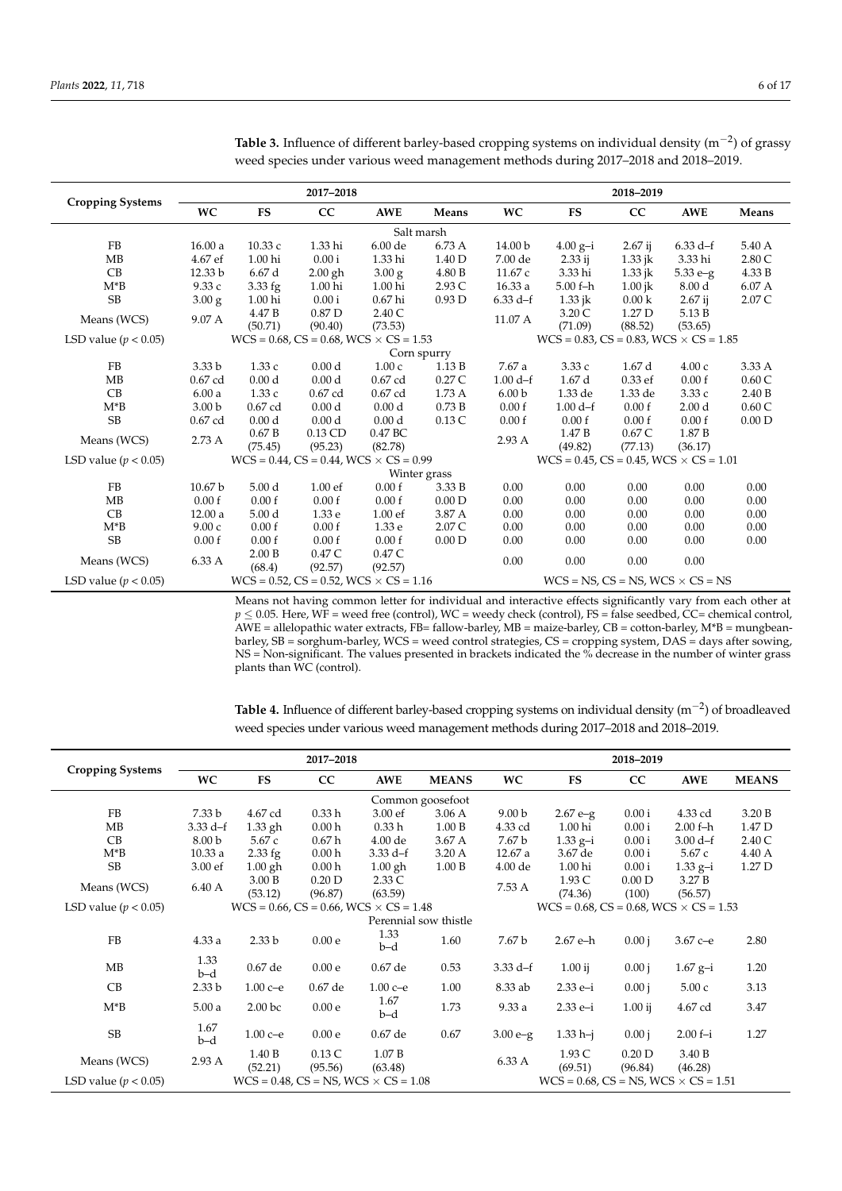**Table 3.** Influence of different barley-based cropping systems on individual density ($m^{-2}$) of grassy weed species under various weed management methods during 2017–2018 and 2018–2019.

| Cropping Systems | 2017–2018 | | | | | 2018–2019 | | | | |
|---|---|---|---|---|---|---|---|---|---|---|
| | WC | FS | CC | AWE | Means | WC | FS | CC | AWE | Means |
| | | | | | Salt marsh | | | | | |
| FB | 16.00 a | 10.33 c | 1.33 hi | 6.00 de | 6.73 A | 14.00 b | 4.00 g–i | 2.67 ij | 6.33 d–f | 5.40 A |
| MB | 4.67 ef | 1.00 hi | 0.00 i | 1.33 hi | 1.40 D | 7.00 de | 2.33 ij | 1.33 jk | 3.33 hi | 2.80 C |
| CB | 12.33 b | 6.67 d | 2.00 gh | 3.00 g | 4.80 B | 11.67 c | 3.33 hi | 1.33 jk | 5.33 e–g | 4.33 B |
| M*B | 9.33 c | 3.33 fg | 1.00 hi | 1.00 hi | 2.93 C | 16.33 a | 5.00 f–h | 1.00 jk | 8.00 d | 6.07 A |
| SB | 3.00 g | 1.00 hi | 0.00 i | 0.67 hi | 0.93 D | 6.33 d–f | 1.33 jk | 0.00 k | 2.67 ij | 2.07 C |
| Means (WCS) | 9.07 A | 4.47 B (50.71) | 0.87 D (90.40) | 2.40 C (73.53) | | 11.07 A | 3.20 C (71.09) | 1.27 D (88.52) | 5.13 B (53.65) | |
| LSD value ($p < 0.05$) | WCS = 0.68, CS = 0.68, WCS × CS = 1.53 | | | | | WCS = 0.83, CS = 0.83, WCS × CS = 1.85 | | | | |
| | | | | | Corn spurry | | | | | |
| FB | 3.33 b | 1.33 c | 0.00 d | 1.00 c | 1.13 B | 7.67 a | 3.33 c | 1.67 d | 4.00 c | 3.33 A |
| MB | 0.67 cd | 0.00 d | 0.00 d | 0.67 cd | 0.27 C | 1.00 d–f | 1.67 d | 0.33 ef | 0.00 f | 0.60 C |
| CB | 6.00 a | 1.33 c | 0.67 cd | 0.67 cd | 1.73 A | 6.00 b | 1.33 de | 1.33 de | 3.33 c | 2.40 B |
| M*B | 3.00 b | 0.67 cd | 0.00 d | 0.00 d | 0.73 B | 0.00 f | 1.00 d–f | 0.00 f | 2.00 d | 0.60 C |
| SB | 0.67 cd | 0.00 d | 0.00 d | 0.00 d | 0.13 C | 0.00 f | 0.00 f | 0.00 f | 0.00 f | 0.00 D |
| Means (WCS) | 2.73 A | 0.67 B (75.45) | 0.13 CD (95.23) | 0.47 BC (82.78) | | 2.93 A | 1.47 B (49.82) | 0.67 C (77.13) | 1.87 B (36.17) | |
| LSD value ($p < 0.05$) | WCS = 0.44, CS = 0.44, WCS × CS = 0.99 | | | | | WCS = 0.45, CS = 0.45, WCS × CS = 1.01 | | | | |
| | | | | | Winter grass | | | | | |
| FB | 10.67 b | 5.00 d | 1.00 ef | 0.00 f | 3.33 B | 0.00 | 0.00 | 0.00 | 0.00 | 0.00 |
| MB | 0.00 f | 0.00 f | 0.00 f | 0.00 f | 0.00 D | 0.00 | 0.00 | 0.00 | 0.00 | 0.00 |
| CB | 12.00 a | 5.00 d | 1.33 e | 1.00 ef | 3.87 A | 0.00 | 0.00 | 0.00 | 0.00 | 0.00 |
| M*B | 9.00 c | 0.00 f | 0.00 f | 1.33 e | 2.07 C | 0.00 | 0.00 | 0.00 | 0.00 | 0.00 |
| SB | 0.00 f | 0.00 f | 0.00 f | 0.00 f | 0.00 D | 0.00 | 0.00 | 0.00 | 0.00 | 0.00 |
| Means (WCS) | 6.33 A | 2.00 B (68.4) | 0.47 C (92.57) | 0.47 C (92.57) | | 0.00 | 0.00 | 0.00 | 0.00 | |
| LSD value ($p < 0.05$) | WCS = 0.52, CS = 0.52, WCS × CS = 1.16 | | | | | WCS = NS, CS = NS, WCS × CS = NS | | | | |

Means not having common letter for individual and interactive effects significantly vary from each other at $p \leq 0.05$. Here, WF = weed free (control), WC = weedy check (control), FS = false seedbed, CC= chemical control, AWE = allelopathic water extracts, FB= fallow-barley, MB = maize-barley, CB = cotton-barley, M*B = mungbean-barley, SB = sorghum-barley, WCS = weed control strategies, CS = cropping system, DAS = days after sowing, NS = Non-significant. The values presented in brackets indicated the % decrease in the number of winter grass plants than WC (control).

**Table 4.** Influence of different barley-based cropping systems on individual density ($m^{-2}$) of broadleaved weed species under various weed management methods during 2017–2018 and 2018–2019.

| Cropping Systems | 2017–2018 | | | | | 2018–2019 | | | | |
|---|---|---|---|---|---|---|---|---|---|---|
| | WC | FS | CC | AWE | MEANS | WC | FS | CC | AWE | MEANS |
| | | | | | Common goosefoot | | | | | |
| FB | 7.33 b | 4.67 cd | 0.33 h | 3.00 ef | 3.06 A | 9.00 b | 2.67 e–g | 0.00 i | 4.33 cd | 3.20 B |
| MB | 3.33 d–f | 1.33 gh | 0.00 h | 0.33 h | 1.00 B | 4.33 cd | 1.00 hi | 0.00 i | 2.00 f–h | 1.47 D |
| CB | 8.00 b | 5.67 c | 0.67 h | 4.00 de | 3.67 A | 7.67 b | 1.33 g–i | 0.00 i | 3.00 d–f | 2.40 C |
| M*B | 10.33 a | 2.33 fg | 0.00 h | 3.33 d–f | 3.20 A | 12.67 a | 3.67 de | 0.00 i | 5.67 c | 4.40 A |
| SB | 3.00 ef | 1.00 gh | 0.00 h | 1.00 gh | 1.00 B | 4.00 de | 1.00 hi | 0.00 i | 1.33 g–i | 1.27 D |
| Means (WCS) | 6.40 A | 3.00 B (53.12) | 0.20 D (96.87) | 2.33 C (63.59) | | 7.53 A | 1.93 C (74.36) | 0.00 D (100) | 3.27 B (56.57) | |
| LSD value ($p < 0.05$) | WCS = 0.66, CS = 0.66, WCS × CS = 1.48 | | | | | WCS = 0.68, CS = 0.68, WCS × CS = 1.53 | | | | |
| | | | | | Perennial sow thistle | | | | | |
| FB | 4.33 a | 2.33 b | 0.00 e | 1.33 b–d | 1.60 | 7.67 b | 2.67 e–h | 0.00 j | 3.67 c–e | 2.80 |
| MB | 1.33 b–d | 0.67 de | 0.00 e | 0.67 de | 0.53 | 3.33 d–f | 1.00 ij | 0.00 j | 1.67 g–i | 1.20 |
| CB | 2.33 b | 1.00 c–e | 0.67 de | 1.00 c–e | 1.00 | 8.33 ab | 2.33 e–i | 0.00 j | 5.00 c | 3.13 |
| M*B | 5.00 a | 2.00 bc | 0.00 e | 1.67 b–d | 1.73 | 9.33 a | 2.33 e–i | 1.00 ij | 4.67 cd | 3.47 |
| SB | 1.67 b–d | 1.00 c–e | 0.00 e | 0.67 de | 0.67 | 3.00 e–g | 1.33 h–j | 0.00 j | 2.00 f–i | 1.27 |
| Means (WCS) | 2.93 A | 1.40 B (52.21) | 0.13 C (95.56) | 1.07 B (63.48) | | 6.33 A | 1.93 C (69.51) | 0.20 D (96.84) | 3.40 B (46.28) | |
| LSD value ($p < 0.05$) | WCS = 0.48, CS = NS, WCS × CS = 1.08 | | | | | WCS = 0.68, CS = NS, WCS × CS = 1.51 | | | | |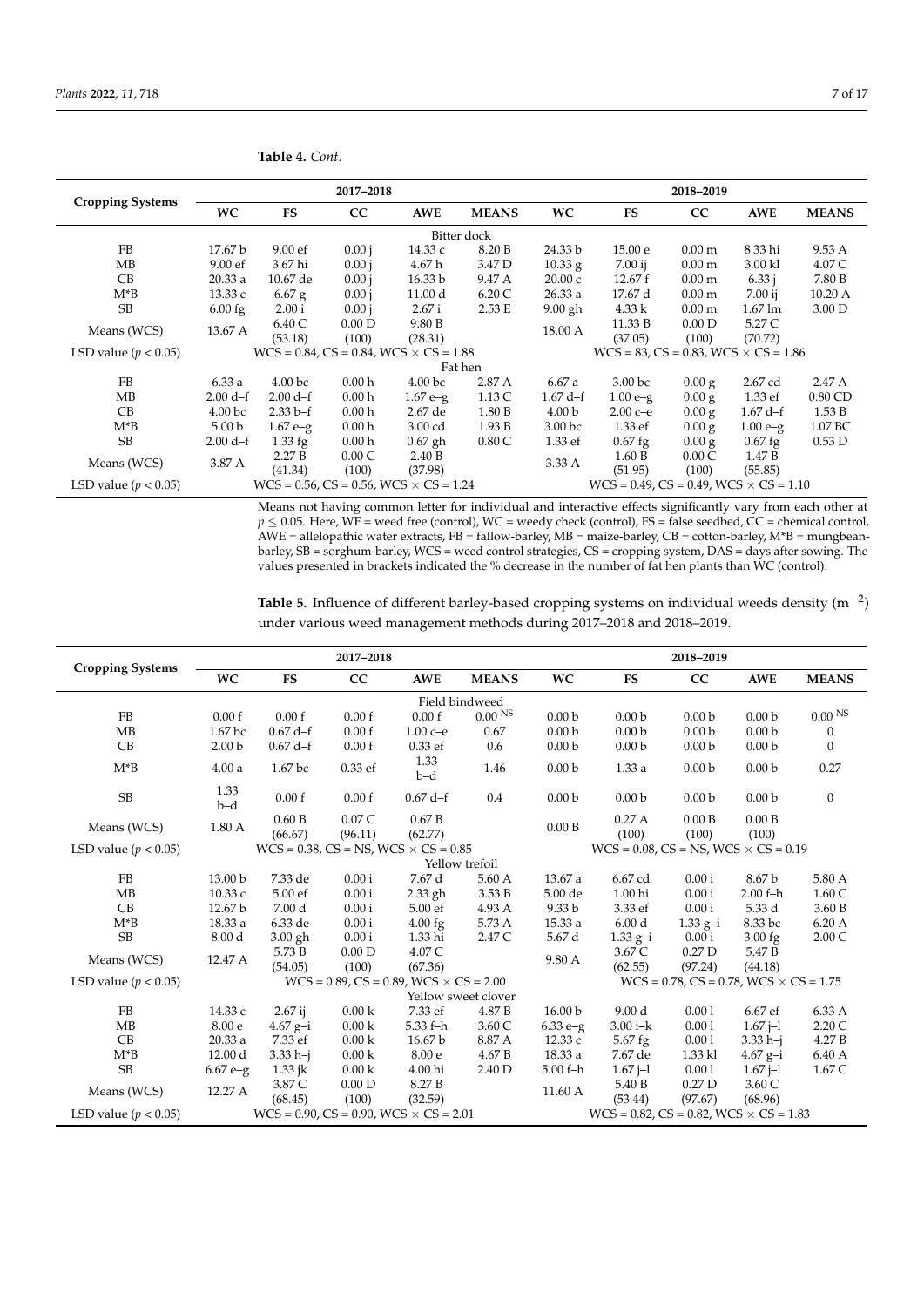**Table 4.** *Cont.*

| Cropping Systems | 2017–2018 | | | | | 2018–2019 | | | | |
|---|---|---|---|---|---|---|---|---|---|---|
| | WC | FS | CC | AWE | MEANS | WC | FS | CC | AWE | MEANS |
| | | | | | Bitter dock | | | | | |
| FB | 17.67 b | 9.00 ef | 0.00 j | 14.33 c | 8.20 B | 24.33 b | 15.00 e | 0.00 m | 8.33 hi | 9.53 A |
| MB | 9.00 ef | 3.67 hi | 0.00 j | 4.67 h | 3.47 D | 10.33 g | 7.00 ij | 0.00 m | 3.00 kl | 4.07 C |
| CB | 20.33 a | 10.67 de | 0.00 j | 16.33 b | 9.47 A | 20.00 c | 12.67 f | 0.00 m | 6.33 j | 7.80 B |
| M*B | 13.33 c | 6.67 g | 0.00 j | 11.00 d | 6.20 C | 26.33 a | 17.67 d | 0.00 m | 7.00 ij | 10.20 A |
| SB | 6.00 fg | 2.00 i | 0.00 j | 2.67 i | 2.53 E | 9.00 gh | 4.33 k | 0.00 m | 1.67 lm | 3.00 D |
| Means (WCS) | 13.67 A | 6.40 C (53.18) | 0.00 D (100) | 9.80 B (28.31) | | 18.00 A | 11.33 B (37.05) | 0.00 D (100) | 5.27 C (70.72) | |
| LSD value ($p < 0.05$) | WCS = 0.84, CS = 0.84, WCS × CS = 1.88 | | | | | WCS = 83, CS = 0.83, WCS × CS = 1.86 | | | | |
| | | | | | Fat hen | | | | | |
| FB | 6.33 a | 4.00 bc | 0.00 h | 4.00 bc | 2.87 A | 6.67 a | 3.00 bc | 0.00 g | 2.67 cd | 2.47 A |
| MB | 2.00 d–f | 2.00 d–f | 0.00 h | 1.67 e–g | 1.13 C | 1.67 d–f | 1.00 e–g | 0.00 g | 1.33 ef | 0.80 CD |
| CB | 4.00 bc | 2.33 b–f | 0.00 h | 2.67 de | 1.80 B | 4.00 b | 2.00 c–e | 0.00 g | 1.67 d–f | 1.53 B |
| M*B | 5.00 b | 1.67 e–g | 0.00 h | 3.00 cd | 1.93 B | 3.00 bc | 1.33 ef | 0.00 g | 1.00 e–g | 1.07 BC |
| SB | 2.00 d–f | 1.33 fg | 0.00 h | 0.67 gh | 0.80 C | 1.33 ef | 0.67 fg | 0.00 g | 0.67 fg | 0.53 D |
| Means (WCS) | 3.87 A | 2.27 B (41.34) | 0.00 C (100) | 2.40 B (37.98) | | 3.33 A | 1.60 B (51.95) | 0.00 C (100) | 1.47 B (55.85) | |
| LSD value ($p < 0.05$) | WCS = 0.56, CS = 0.56, WCS × CS = 1.24 | | | | | WCS = 0.49, CS = 0.49, WCS × CS = 1.10 | | | | |

Means not having common letter for individual and interactive effects significantly vary from each other at $p \leq 0.05$. Here, WF = weed free (control), WC = weedy check (control), FS = false seedbed, CC = chemical control, AWE = allelopathic water extracts, FB = fallow-barley, MB = maize-barley, CB = cotton-barley, M*B = mungbean-barley, SB = sorghum-barley, WCS = weed control strategies, CS = cropping system, DAS = days after sowing. The values presented in brackets indicated the % decrease in the number of fat hen plants than WC (control).

**Table 5.** Influence of different barley-based cropping systems on individual weeds density ($m^{-2}$) under various weed management methods during 2017–2018 and 2018–2019.

| Cropping Systems | 2017–2018 | | | | | 2018–2019 | | | | |
|---|---|---|---|---|---|---|---|---|---|---|
| | WC | FS | CC | AWE | MEANS | WC | FS | CC | AWE | MEANS |
| | | | | | Field bindweed | | | | | |
| FB | 0.00 f | 0.00 f | 0.00 f | 0.00 f | $0.00^{NS}$ | 0.00 b | 0.00 b | 0.00 b | 0.00 b | $0.00^{NS}$ |
| MB | 1.67 bc | 0.67 d–f | 0.00 f | 1.00 c–e | 0.67 | 0.00 b | 0.00 b | 0.00 b | 0.00 b | 0 |
| CB | 2.00 b | 0.67 d–f | 0.00 f | 0.33 ef | 0.6 | 0.00 b | 0.00 b | 0.00 b | 0.00 b | 0 |
| M*B | 4.00 a | 1.67 bc | 0.33 ef | 1.33 b–d | 1.46 | 0.00 b | 1.33 a | 0.00 b | 0.00 b | 0.27 |
| SB | 1.33 b–d | 0.00 f | 0.00 f | 0.67 d–f | 0.4 | 0.00 b | 0.00 b | 0.00 b | 0.00 b | 0 |
| Means (WCS) | 1.80 A | 0.60 B (66.67) | 0.07 C (96.11) | 0.67 B (62.77) | | 0.00 B | 0.27 A (100) | 0.00 B (100) | 0.00 B (100) | |
| LSD value ($p < 0.05$) | WCS = 0.38, CS = NS, WCS × CS = 0.85 | | | | | WCS = 0.08, CS = NS, WCS × CS = 0.19 | | | | |
| | | | | | Yellow trefoil | | | | | |
| FB | 13.00 b | 7.33 de | 0.00 i | 7.67 d | 5.60 A | 13.67 a | 6.67 cd | 0.00 i | 8.67 b | 5.80 A |
| MB | 10.33 c | 5.00 ef | 0.00 i | 2.33 gh | 3.53 B | 5.00 de | 1.00 hi | 0.00 i | 2.00 f–h | 1.60 C |
| CB | 12.67 b | 7.00 d | 0.00 i | 5.00 ef | 4.93 A | 9.33 b | 3.33 ef | 0.00 i | 5.33 d | 3.60 B |
| M*B | 18.33 a | 6.33 de | 0.00 i | 4.00 fg | 5.73 A | 15.33 a | 6.00 d | 1.33 g–i | 8.33 bc | 6.20 A |
| SB | 8.00 d | 3.00 gh | 0.00 i | 1.33 hi | 2.47 C | 5.67 d | 1.33 g–i | 0.00 i | 3.00 fg | 2.00 C |
| Means (WCS) | 12.47 A | 5.73 B (54.05) | 0.00 D (100) | 4.07 C (67.36) | | 9.80 A | 3.67 C (62.55) | 0.27 D (97.24) | 5.47 B (44.18) | |
| LSD value ($p < 0.05$) | WCS = 0.89, CS = 0.89, WCS × CS = 2.00 | | | | | WCS = 0.78, CS = 0.78, WCS × CS = 1.75 | | | | |
| | | | | | Yellow sweet clover | | | | | |
| FB | 14.33 c | 2.67 ij | 0.00 k | 7.33 ef | 4.87 B | 16.00 b | 9.00 d | 0.00 l | 6.67 ef | 6.33 A |
| MB | 8.00 e | 4.67 g–i | 0.00 k | 5.33 f–h | 3.60 C | 6.33 e–g | 3.00 i–k | 0.00 l | 1.67 j–l | 2.20 C |
| CB | 20.33 a | 7.33 ef | 0.00 k | 16.67 b | 8.87 A | 12.33 c | 5.67 fg | 0.00 l | 3.33 h–j | 4.27 B |
| M*B | 12.00 d | 3.33 h–j | 0.00 k | 8.00 e | 4.67 B | 18.33 a | 7.67 de | 1.33 kl | 4.67 g–i | 6.40 A |
| SB | 6.67 e–g | 1.33 jk | 0.00 k | 4.00 hi | 2.40 D | 5.00 f–h | 1.67 j–l | 0.00 l | 1.67 j–l | 1.67 C |
| Means (WCS) | 12.27 A | 3.87 C (68.45) | 0.00 D (100) | 8.27 B (32.59) | | 11.60 A | 5.40 B (53.44) | 0.27 D (97.67) | 3.60 C (68.96) | |
| LSD value ($p < 0.05$) | WCS = 0.90, CS = 0.90, WCS × CS = 2.01 | | | | | WCS = 0.82, CS = 0.82, WCS × CS = 1.83 | | | | |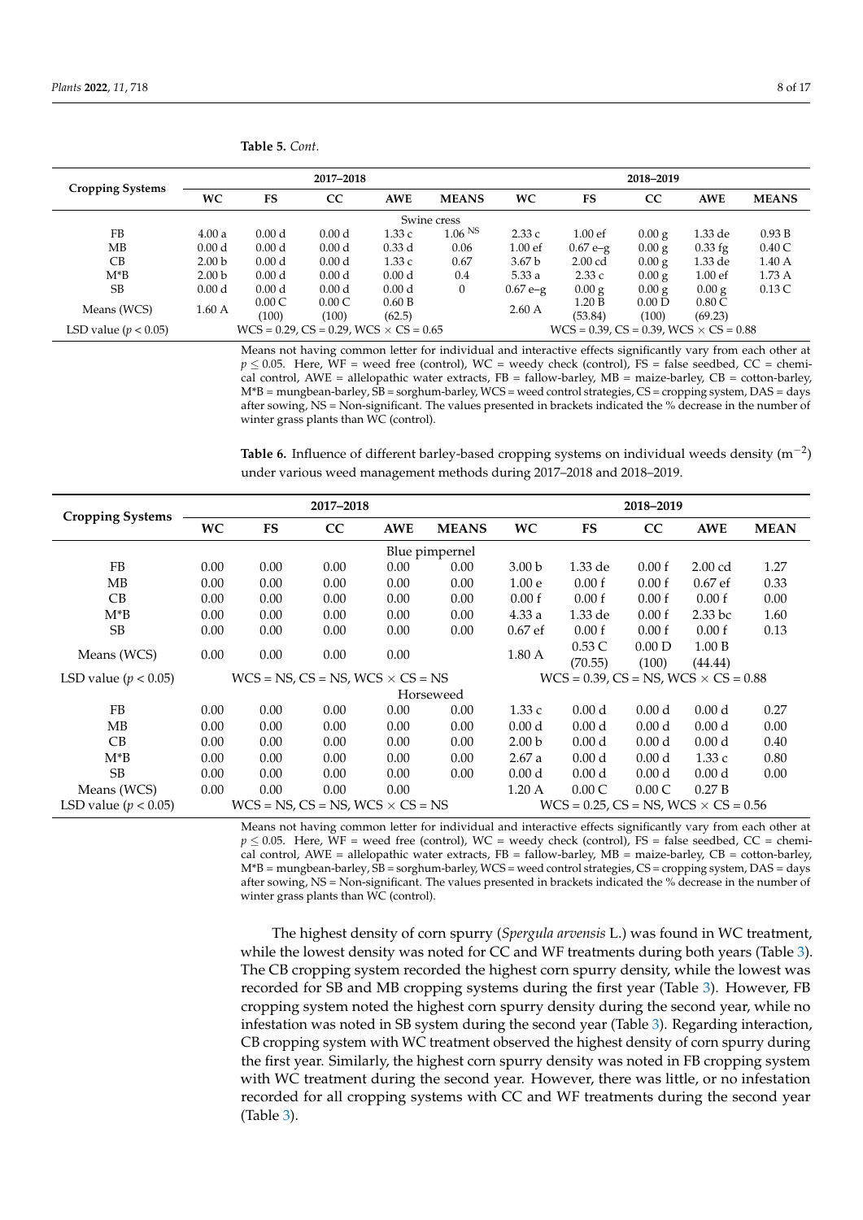**Table 5.** *Cont.*

| Cropping Systems | 2017–2018 | | | | | 2018–2019 | | | | |
|---|---|---|---|---|---|---|---|---|---|---|
| | WC | FS | CC | AWE | MEANS | WC | FS | CC | AWE | MEANS |
| | | | | | Swine cress | | | | | |
| FB | 4.00 a | 0.00 d | 0.00 d | 1.33 c | 1.06 [NS] | 2.33 c | 1.00 ef | 0.00 g | 1.33 de | 0.93 B |
| MB | 0.00 d | 0.00 d | 0.00 d | 0.33 d | 0.06 | 1.00 ef | 0.67 e–g | 0.00 g | 0.33 fg | 0.40 C |
| CB | 2.00 b | 0.00 d | 0.00 d | 1.33 c | 0.67 | 3.67 b | 2.00 cd | 0.00 g | 1.33 de | 1.40 A |
| M*B | 2.00 b | 0.00 d | 0.00 d | 0.00 d | 0.4 | 5.33 a | 2.33 c | 0.00 g | 1.00 ef | 1.73 A |
| SB | 0.00 d | 0.00 d | 0.00 d | 0.00 d | 0 | 0.67 e–g | 0.00 g | 0.00 g | 0.00 g | 0.13 C |
| Means (WCS) | 1.60 A | 0.00 C (100) | 0.00 C (100) | 0.60 B (62.5) | | 2.60 A | 1.20 B (53.84) | 0.00 D (100) | 0.80 C (69.23) | |
| LSD value ($p < 0.05$) | WCS = 0.29, CS = 0.29, WCS × CS = 0.65 | | | | | WCS = 0.39, CS = 0.39, WCS × CS = 0.88 | | | | |

Means not having common letter for individual and interactive effects significantly vary from each other at $p \leq 0.05$. Here, WF = weed free (control), WC = weedy check (control), FS = false seedbed, CC = chemical control, AWE = allelopathic water extracts, FB = fallow-barley, MB = maize-barley, CB = cotton-barley, M*B = mungbean-barley, SB = sorghum-barley, WCS = weed control strategies, CS = cropping system, DAS = days after sowing, NS = Non-significant. The values presented in brackets indicated the % decrease in the number of winter grass plants than WC (control).

**Table 6.** Influence of different barley-based cropping systems on individual weeds density ($m^{-2}$) under various weed management methods during 2017–2018 and 2018–2019.

| Cropping Systems | 2017–2018 | | | | | 2018–2019 | | | | |
|---|---|---|---|---|---|---|---|---|---|---|
| | WC | FS | CC | AWE | MEANS | WC | FS | CC | AWE | MEAN |
| | | | | | Blue pimpernel | | | | | |
| FB | 0.00 | 0.00 | 0.00 | 0.00 | 0.00 | 3.00 b | 1.33 de | 0.00 f | 2.00 cd | 1.27 |
| MB | 0.00 | 0.00 | 0.00 | 0.00 | 0.00 | 1.00 e | 0.00 f | 0.00 f | 0.67 ef | 0.33 |
| CB | 0.00 | 0.00 | 0.00 | 0.00 | 0.00 | 0.00 f | 0.00 f | 0.00 f | 0.00 f | 0.00 |
| M*B | 0.00 | 0.00 | 0.00 | 0.00 | 0.00 | 4.33 a | 1.33 de | 0.00 f | 2.33 bc | 1.60 |
| SB | 0.00 | 0.00 | 0.00 | 0.00 | 0.00 | 0.67 ef | 0.00 f | 0.00 f | 0.00 f | 0.13 |
| Means (WCS) | 0.00 | 0.00 | 0.00 | 0.00 | | 1.80 A | 0.53 C (70.55) | 0.00 D (100) | 1.00 B (44.44) | |
| LSD value ($p < 0.05$) | WCS = NS, CS = NS, WCS × CS = NS | | | | | WCS = 0.39, CS = NS, WCS × CS = 0.88 | | | | |
| | | | | | Horseweed | | | | | |
| FB | 0.00 | 0.00 | 0.00 | 0.00 | 0.00 | 1.33 c | 0.00 d | 0.00 d | 0.00 d | 0.27 |
| MB | 0.00 | 0.00 | 0.00 | 0.00 | 0.00 | 0.00 d | 0.00 d | 0.00 d | 0.00 d | 0.00 |
| CB | 0.00 | 0.00 | 0.00 | 0.00 | 0.00 | 2.00 b | 0.00 d | 0.00 d | 0.00 d | 0.40 |
| M*B | 0.00 | 0.00 | 0.00 | 0.00 | 0.00 | 2.67 a | 0.00 d | 0.00 d | 1.33 c | 0.80 |
| SB | 0.00 | 0.00 | 0.00 | 0.00 | 0.00 | 0.00 d | 0.00 d | 0.00 d | 0.00 d | 0.00 |
| Means (WCS) | 0.00 | 0.00 | 0.00 | 0.00 | | 1.20 A | 0.00 C | 0.00 C | 0.27 B | |
| LSD value ($p < 0.05$) | WCS = NS, CS = NS, WCS × CS = NS | | | | | WCS = 0.25, CS = NS, WCS × CS = 0.56 | | | | |

Means not having common letter for individual and interactive effects significantly vary from each other at $p \leq 0.05$. Here, WF = weed free (control), WC = weedy check (control), FS = false seedbed, CC = chemical control, AWE = allelopathic water extracts, FB = fallow-barley, MB = maize-barley, CB = cotton-barley, M*B = mungbean-barley, SB = sorghum-barley, WCS = weed control strategies, CS = cropping system, DAS = days after sowing, NS = Non-significant. The values presented in brackets indicated the % decrease in the number of winter grass plants than WC (control).

The highest density of corn spurry (*Spergula arvensis* L.) was found in WC treatment, while the lowest density was noted for CC and WF treatments during both years (Table 3). The CB cropping system recorded the highest corn spurry density, while the lowest was recorded for SB and MB cropping systems during the first year (Table 3). However, FB cropping system noted the highest corn spurry density during the second year, while no infestation was noted in SB system during the second year (Table 3). Regarding interaction, CB cropping system with WC treatment observed the highest density of corn spurry during the first year. Similarly, the highest corn spurry density was noted in FB cropping system with WC treatment during the second year. However, there was little, or no infestation recorded for all cropping systems with CC and WF treatments during the second year (Table 3).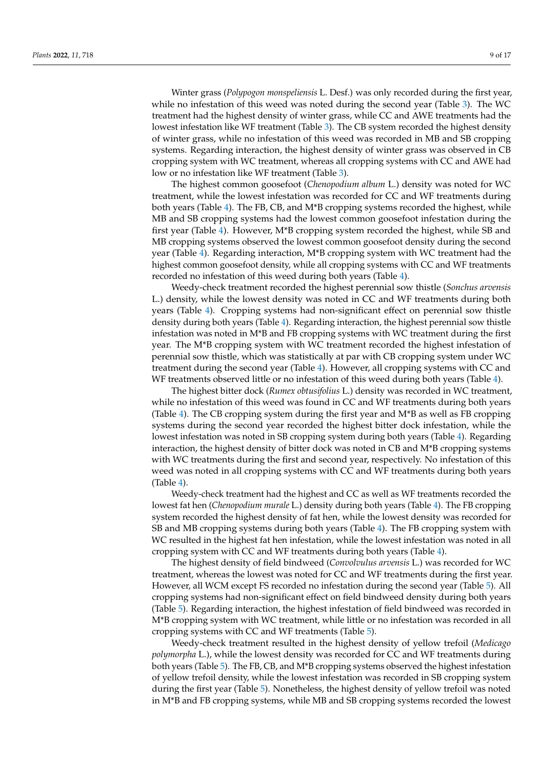Winter grass (*Polypogon monspeliensis* L. Desf.) was only recorded during the first year, while no infestation of this weed was noted during the second year (Table 3). The WC treatment had the highest density of winter grass, while CC and AWE treatments had the lowest infestation like WF treatment (Table 3). The CB system recorded the highest density of winter grass, while no infestation of this weed was recorded in MB and SB cropping systems. Regarding interaction, the highest density of winter grass was observed in CB cropping system with WC treatment, whereas all cropping systems with CC and AWE had low or no infestation like WF treatment (Table 3).

The highest common goosefoot (*Chenopodium album* L.) density was noted for WC treatment, while the lowest infestation was recorded for CC and WF treatments during both years (Table 4). The FB, CB, and M*B cropping systems recorded the highest, while MB and SB cropping systems had the lowest common goosefoot infestation during the first year (Table 4). However, M*B cropping system recorded the highest, while SB and MB cropping systems observed the lowest common goosefoot density during the second year (Table 4). Regarding interaction, M*B cropping system with WC treatment had the highest common goosefoot density, while all cropping systems with CC and WF treatments recorded no infestation of this weed during both years (Table 4).

Weedy-check treatment recorded the highest perennial sow thistle (*Sonchus arvensis* L.) density, while the lowest density was noted in CC and WF treatments during both years (Table 4). Cropping systems had non-significant effect on perennial sow thistle density during both years (Table 4). Regarding interaction, the highest perennial sow thistle infestation was noted in M*B and FB cropping systems with WC treatment during the first year. The M*B cropping system with WC treatment recorded the highest infestation of perennial sow thistle, which was statistically at par with CB cropping system under WC treatment during the second year (Table 4). However, all cropping systems with CC and WF treatments observed little or no infestation of this weed during both years (Table 4).

The highest bitter dock (*Rumex obtusifolius* L.) density was recorded in WC treatment, while no infestation of this weed was found in CC and WF treatments during both years (Table 4). The CB cropping system during the first year and M*B as well as FB cropping systems during the second year recorded the highest bitter dock infestation, while the lowest infestation was noted in SB cropping system during both years (Table 4). Regarding interaction, the highest density of bitter dock was noted in CB and M*B cropping systems with WC treatments during the first and second year, respectively. No infestation of this weed was noted in all cropping systems with CC and WF treatments during both years (Table 4).

Weedy-check treatment had the highest and CC as well as WF treatments recorded the lowest fat hen (*Chenopodium murale* L.) density during both years (Table 4). The FB cropping system recorded the highest density of fat hen, while the lowest density was recorded for SB and MB cropping systems during both years (Table 4). The FB cropping system with WC resulted in the highest fat hen infestation, while the lowest infestation was noted in all cropping system with CC and WF treatments during both years (Table 4).

The highest density of field bindweed (*Convolvulus arvensis* L.) was recorded for WC treatment, whereas the lowest was noted for CC and WF treatments during the first year. However, all WCM except FS recorded no infestation during the second year (Table 5). All cropping systems had non-significant effect on field bindweed density during both years (Table 5). Regarding interaction, the highest infestation of field bindweed was recorded in M*B cropping system with WC treatment, while little or no infestation was recorded in all cropping systems with CC and WF treatments (Table 5).

Weedy-check treatment resulted in the highest density of yellow trefoil (*Medicago polymorpha* L.), while the lowest density was recorded for CC and WF treatments during both years (Table 5). The FB, CB, and M*B cropping systems observed the highest infestation of yellow trefoil density, while the lowest infestation was recorded in SB cropping system during the first year (Table 5). Nonetheless, the highest density of yellow trefoil was noted in M*B and FB cropping systems, while MB and SB cropping systems recorded the lowest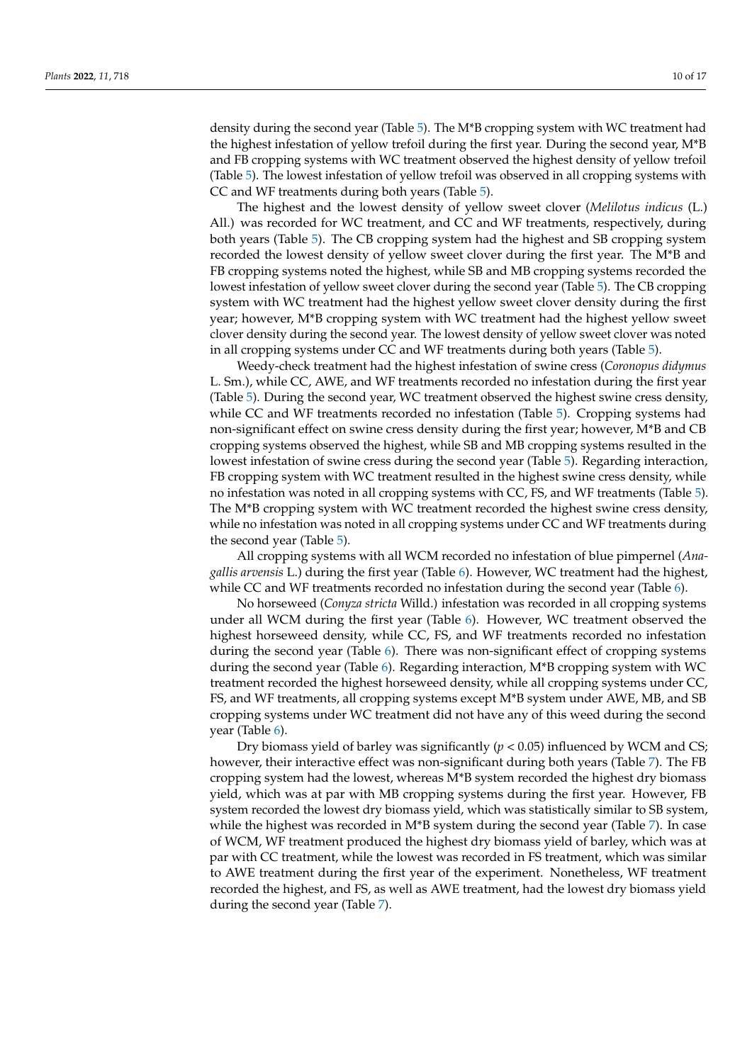density during the second year (Table 5). The M*B cropping system with WC treatment had the highest infestation of yellow trefoil during the first year. During the second year, M*B and FB cropping systems with WC treatment observed the highest density of yellow trefoil (Table 5). The lowest infestation of yellow trefoil was observed in all cropping systems with CC and WF treatments during both years (Table 5).

The highest and the lowest density of yellow sweet clover (*Melilotus indicus* (L.) All.) was recorded for WC treatment, and CC and WF treatments, respectively, during both years (Table 5). The CB cropping system had the highest and SB cropping system recorded the lowest density of yellow sweet clover during the first year. The M*B and FB cropping systems noted the highest, while SB and MB cropping systems recorded the lowest infestation of yellow sweet clover during the second year (Table 5). The CB cropping system with WC treatment had the highest yellow sweet clover density during the first year; however, M*B cropping system with WC treatment had the highest yellow sweet clover density during the second year. The lowest density of yellow sweet clover was noted in all cropping systems under CC and WF treatments during both years (Table 5).

Weedy-check treatment had the highest infestation of swine cress (*Coronopus didymus* L. Sm.), while CC, AWE, and WF treatments recorded no infestation during the first year (Table 5). During the second year, WC treatment observed the highest swine cress density, while CC and WF treatments recorded no infestation (Table 5). Cropping systems had non-significant effect on swine cress density during the first year; however, M*B and CB cropping systems observed the highest, while SB and MB cropping systems resulted in the lowest infestation of swine cress during the second year (Table 5). Regarding interaction, FB cropping system with WC treatment resulted in the highest swine cress density, while no infestation was noted in all cropping systems with CC, FS, and WF treatments (Table 5). The M*B cropping system with WC treatment recorded the highest swine cress density, while no infestation was noted in all cropping systems under CC and WF treatments during the second year (Table 5).

All cropping systems with all WCM recorded no infestation of blue pimpernel (*Anagallis arvensis* L.) during the first year (Table 6). However, WC treatment had the highest, while CC and WF treatments recorded no infestation during the second year (Table 6).

No horseweed (*Conyza stricta* Willd.) infestation was recorded in all cropping systems under all WCM during the first year (Table 6). However, WC treatment observed the highest horseweed density, while CC, FS, and WF treatments recorded no infestation during the second year (Table 6). There was non-significant effect of cropping systems during the second year (Table 6). Regarding interaction, M*B cropping system with WC treatment recorded the highest horseweed density, while all cropping systems under CC, FS, and WF treatments, all cropping systems except M*B system under AWE, MB, and SB cropping systems under WC treatment did not have any of this weed during the second year (Table 6).

Dry biomass yield of barley was significantly ($p < 0.05$) influenced by WCM and CS; however, their interactive effect was non-significant during both years (Table 7). The FB cropping system had the lowest, whereas M*B system recorded the highest dry biomass yield, which was at par with MB cropping systems during the first year. However, FB system recorded the lowest dry biomass yield, which was statistically similar to SB system, while the highest was recorded in M*B system during the second year (Table 7). In case of WCM, WF treatment produced the highest dry biomass yield of barley, which was at par with CC treatment, while the lowest was recorded in FS treatment, which was similar to AWE treatment during the first year of the experiment. Nonetheless, WF treatment recorded the highest, and FS, as well as AWE treatment, had the lowest dry biomass yield during the second year (Table 7).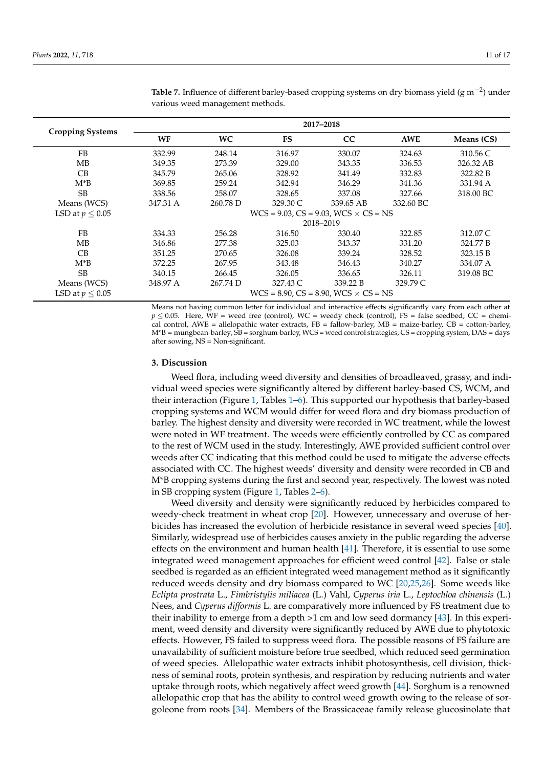**Table 7.** Influence of different barley-based cropping systems on dry biomass yield (g $m^{-2}$) under various weed management methods.

| Cropping Systems | 2017–2018 | | | | | |
|---|---|---|---|---|---|---|
| | WF | WC | FS | CC | AWE | Means (CS) |
| FB | 332.99 | 248.14 | 316.97 | 330.07 | 324.63 | 310.56 C |
| MB | 349.35 | 273.39 | 329.00 | 343.35 | 336.53 | 326.32 AB |
| CB | 345.79 | 265.06 | 328.92 | 341.49 | 332.83 | 322.82 B |
| M*B | 369.85 | 259.24 | 342.94 | 346.29 | 341.36 | 331.94 A |
| SB | 338.56 | 258.07 | 328.65 | 337.08 | 327.66 | 318.00 BC |
| Means (WCS) | 347.31 A | 260.78 D | 329.30 C | 339.65 AB | 332.60 BC | |
| LSD at $p \leq 0.05$ | WCS = 9.03, CS = 9.03, WCS × CS = NS | | | | | |
| | 2018–2019 | | | | | |
| FB | 334.33 | 256.28 | 316.50 | 330.40 | 322.85 | 312.07 C |
| MB | 346.86 | 277.38 | 325.03 | 343.37 | 331.20 | 324.77 B |
| CB | 351.25 | 270.65 | 326.08 | 339.24 | 328.52 | 323.15 B |
| M*B | 372.25 | 267.95 | 343.48 | 346.43 | 340.27 | 334.07 A |
| SB | 340.15 | 266.45 | 326.05 | 336.65 | 326.11 | 319.08 BC |
| Means (WCS) | 348.97 A | 267.74 D | 327.43 C | 339.22 B | 329.79 C | |
| LSD at $p \leq 0.05$ | WCS = 8.90, CS = 8.90, WCS × CS = NS | | | | | |

Means not having common letter for individual and interactive effects significantly vary from each other at $p \leq 0.05$. Here, WF = weed free (control), WC = weedy check (control), FS = false seedbed, CC = chemical control, AWE = allelopathic water extracts, FB = fallow-barley, MB = maize-barley, CB = cotton-barley, M*B = mungbean-barley, SB = sorghum-barley, WCS = weed control strategies, CS = cropping system, DAS = days after sowing, NS = Non-significant.

## 3. Discussion

Weed flora, including weed diversity and densities of broadleaved, grassy, and individual weed species were significantly altered by different barley-based CS, WCM, and their interaction (Figure 1, Tables 1–6). This supported our hypothesis that barley-based cropping systems and WCM would differ for weed flora and dry biomass production of barley. The highest density and diversity were recorded in WC treatment, while the lowest were noted in WF treatment. The weeds were efficiently controlled by CC as compared to the rest of WCM used in the study. Interestingly, AWE provided sufficient control over weeds after CC indicating that this method could be used to mitigate the adverse effects associated with CC. The highest weeds' diversity and density were recorded in CB and M*B cropping systems during the first and second year, respectively. The lowest was noted in SB cropping system (Figure 1, Tables 2–6).

Weed diversity and density were significantly reduced by herbicides compared to weedy-check treatment in wheat crop [20]. However, unnecessary and overuse of herbicides has increased the evolution of herbicide resistance in several weed species [40]. Similarly, widespread use of herbicides causes anxiety in the public regarding the adverse effects on the environment and human health [41]. Therefore, it is essential to use some integrated weed management approaches for efficient weed control [42]. False or stale seedbed is regarded as an efficient integrated weed management method as it significantly reduced weeds density and dry biomass compared to WC [20,25,26]. Some weeds like *Eclipta prostrata* L., *Fimbristylis miliacea* (L.) Vahl, *Cyperus iria* L., *Leptochloa chinensis* (L.) Nees, and *Cyperus difformis* L. are comparatively more influenced by FS treatment due to their inability to emerge from a depth >1 cm and low seed dormancy [43]. In this experiment, weed density and diversity were significantly reduced by AWE due to phytotoxic effects. However, FS failed to suppress weed flora. The possible reasons of FS failure are unavailability of sufficient moisture before true seedbed, which reduced seed germination of weed species. Allelopathic water extracts inhibit photosynthesis, cell division, thickness of seminal roots, protein synthesis, and respiration by reducing nutrients and water uptake through roots, which negatively affect weed growth [44]. Sorghum is a renowned allelopathic crop that has the ability to control weed growth owing to the release of sorgoleone from roots [34]. Members of the Brassicaceae family release glucosinolate that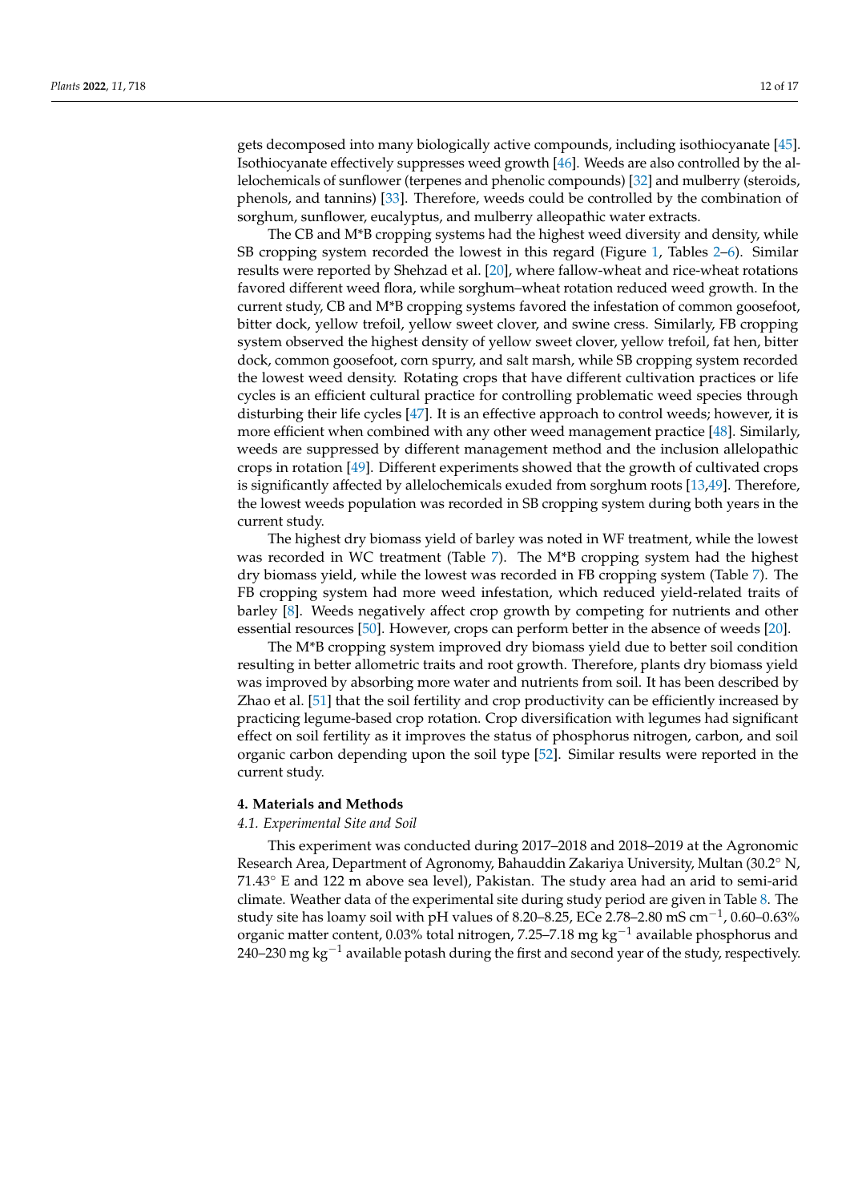gets decomposed into many biologically active compounds, including isothiocyanate [45]. Isothiocyanate effectively suppresses weed growth [46]. Weeds are also controlled by the allelochemicals of sunflower (terpenes and phenolic compounds) [32] and mulberry (steroids, phenols, and tannins) [33]. Therefore, weeds could be controlled by the combination of sorghum, sunflower, eucalyptus, and mulberry alleopathic water extracts.

The CB and M*B cropping systems had the highest weed diversity and density, while SB cropping system recorded the lowest in this regard (Figure 1, Tables 2–6). Similar results were reported by Shehzad et al. [20], where fallow-wheat and rice-wheat rotations favored different weed flora, while sorghum–wheat rotation reduced weed growth. In the current study, CB and M*B cropping systems favored the infestation of common goosefoot, bitter dock, yellow trefoil, yellow sweet clover, and swine cress. Similarly, FB cropping system observed the highest density of yellow sweet clover, yellow trefoil, fat hen, bitter dock, common goosefoot, corn spurry, and salt marsh, while SB cropping system recorded the lowest weed density. Rotating crops that have different cultivation practices or life cycles is an efficient cultural practice for controlling problematic weed species through disturbing their life cycles [47]. It is an effective approach to control weeds; however, it is more efficient when combined with any other weed management practice [48]. Similarly, weeds are suppressed by different management method and the inclusion allelopathic crops in rotation [49]. Different experiments showed that the growth of cultivated crops is significantly affected by allelochemicals exuded from sorghum roots [13,49]. Therefore, the lowest weeds population was recorded in SB cropping system during both years in the current study.

The highest dry biomass yield of barley was noted in WF treatment, while the lowest was recorded in WC treatment (Table 7). The M*B cropping system had the highest dry biomass yield, while the lowest was recorded in FB cropping system (Table 7). The FB cropping system had more weed infestation, which reduced yield-related traits of barley [8]. Weeds negatively affect crop growth by competing for nutrients and other essential resources [50]. However, crops can perform better in the absence of weeds [20].

The M*B cropping system improved dry biomass yield due to better soil condition resulting in better allometric traits and root growth. Therefore, plants dry biomass yield was improved by absorbing more water and nutrients from soil. It has been described by Zhao et al. [51] that the soil fertility and crop productivity can be efficiently increased by practicing legume-based crop rotation. Crop diversification with legumes had significant effect on soil fertility as it improves the status of phosphorus nitrogen, carbon, and soil organic carbon depending upon the soil type [52]. Similar results were reported in the current study.

## 4. Materials and Methods

### *4.1. Experimental Site and Soil*

This experiment was conducted during 2017–2018 and 2018–2019 at the Agronomic Research Area, Department of Agronomy, Bahauddin Zakariya University, Multan (30.2° N, 71.43° E and 122 m above sea level), Pakistan. The study area had an arid to semi-arid climate. Weather data of the experimental site during study period are given in Table 8. The study site has loamy soil with pH values of 8.20–8.25, ECe 2.78–2.80 mS cm$^{-1}$, 0.60–0.63% organic matter content, 0.03% total nitrogen, 7.25–7.18 mg kg$^{-1}$ available phosphorus and 240–230 mg kg$^{-1}$ available potash during the first and second year of the study, respectively.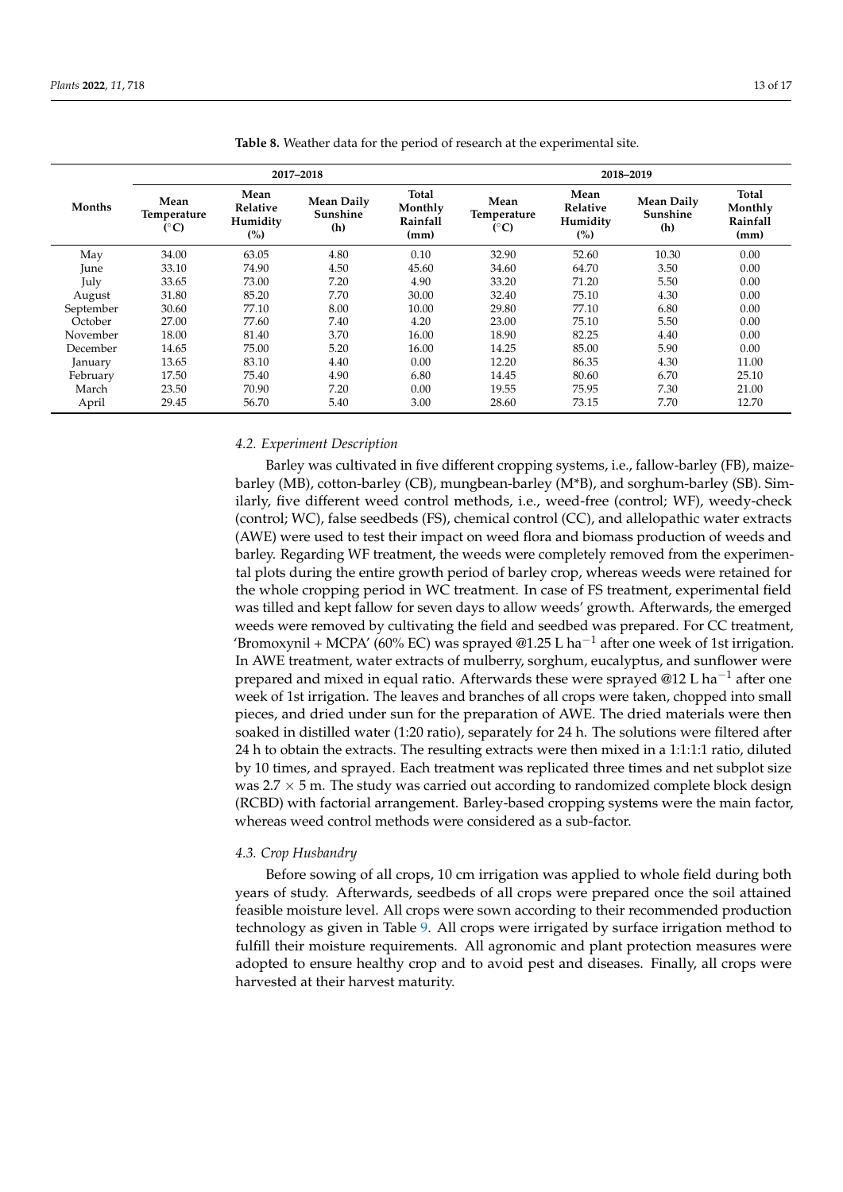**Table 8.** Weather data for the period of research at the experimental site.

| Months | 2017–2018 | | | | 2018–2019 | | | |
|---|---|---|---|---|---|---|---|---|
| | Mean Temperature (°C) | Mean Relative Humidity (%) | Mean Daily Sunshine (h) | Total Monthly Rainfall (mm) | Mean Temperature (°C) | Mean Relative Humidity (%) | Mean Daily Sunshine (h) | Total Monthly Rainfall (mm) |
| May | 34.00 | 63.05 | 4.80 | 0.10 | 32.90 | 52.60 | 10.30 | 0.00 |
| June | 33.10 | 74.90 | 4.50 | 45.60 | 34.60 | 64.70 | 3.50 | 0.00 |
| July | 33.65 | 73.00 | 7.20 | 4.90 | 33.20 | 71.20 | 5.50 | 0.00 |
| August | 31.80 | 85.20 | 7.70 | 30.00 | 32.40 | 75.10 | 4.30 | 0.00 |
| September | 30.60 | 77.10 | 8.00 | 10.00 | 29.80 | 77.10 | 6.80 | 0.00 |
| October | 27.00 | 77.60 | 7.40 | 4.20 | 23.00 | 75.10 | 5.50 | 0.00 |
| November | 18.00 | 81.40 | 3.70 | 16.00 | 18.90 | 82.25 | 4.40 | 0.00 |
| December | 14.65 | 75.00 | 5.20 | 16.00 | 14.25 | 85.00 | 5.90 | 0.00 |
| January | 13.65 | 83.10 | 4.40 | 0.00 | 12.20 | 86.35 | 4.30 | 11.00 |
| February | 17.50 | 75.40 | 4.90 | 6.80 | 14.45 | 80.60 | 6.70 | 25.10 |
| March | 23.50 | 70.90 | 7.20 | 0.00 | 19.55 | 75.95 | 7.30 | 21.00 |
| April | 29.45 | 56.70 | 5.40 | 3.00 | 28.60 | 73.15 | 7.70 | 12.70 |

### *4.2. Experiment Description*

Barley was cultivated in five different cropping systems, i.e., fallow-barley (FB), maize-barley (MB), cotton-barley (CB), mungbean-barley (M*B), and sorghum-barley (SB). Similarly, five different weed control methods, i.e., weed-free (control; WF), weedy-check (control; WC), false seedbeds (FS), chemical control (CC), and allelopathic water extracts (AWE) were used to test their impact on weed flora and biomass production of weeds and barley. Regarding WF treatment, the weeds were completely removed from the experimental plots during the entire growth period of barley crop, whereas weeds were retained for the whole cropping period in WC treatment. In case of FS treatment, experimental field was tilled and kept fallow for seven days to allow weeds' growth. Afterwards, the emerged weeds were removed by cultivating the field and seedbed was prepared. For CC treatment, 'Bromoxynil + MCPA' (60% EC) was sprayed @1.25 L ha$^{-1}$ after one week of 1st irrigation. In AWE treatment, water extracts of mulberry, sorghum, eucalyptus, and sunflower were prepared and mixed in equal ratio. Afterwards these were sprayed @12 L ha$^{-1}$ after one week of 1st irrigation. The leaves and branches of all crops were taken, chopped into small pieces, and dried under sun for the preparation of AWE. The dried materials were then soaked in distilled water (1:20 ratio), separately for 24 h. The solutions were filtered after 24 h to obtain the extracts. The resulting extracts were then mixed in a 1:1:1:1 ratio, diluted by 10 times, and sprayed. Each treatment was replicated three times and net subplot size was 2.7 × 5 m. The study was carried out according to randomized complete block design (RCBD) with factorial arrangement. Barley-based cropping systems were the main factor, whereas weed control methods were considered as a sub-factor.

### *4.3. Crop Husbandry*

Before sowing of all crops, 10 cm irrigation was applied to whole field during both years of study. Afterwards, seedbeds of all crops were prepared once the soil attained feasible moisture level. All crops were sown according to their recommended production technology as given in Table 9. All crops were irrigated by surface irrigation method to fulfill their moisture requirements. All agronomic and plant protection measures were adopted to ensure healthy crop and to avoid pest and diseases. Finally, all crops were harvested at their harvest maturity.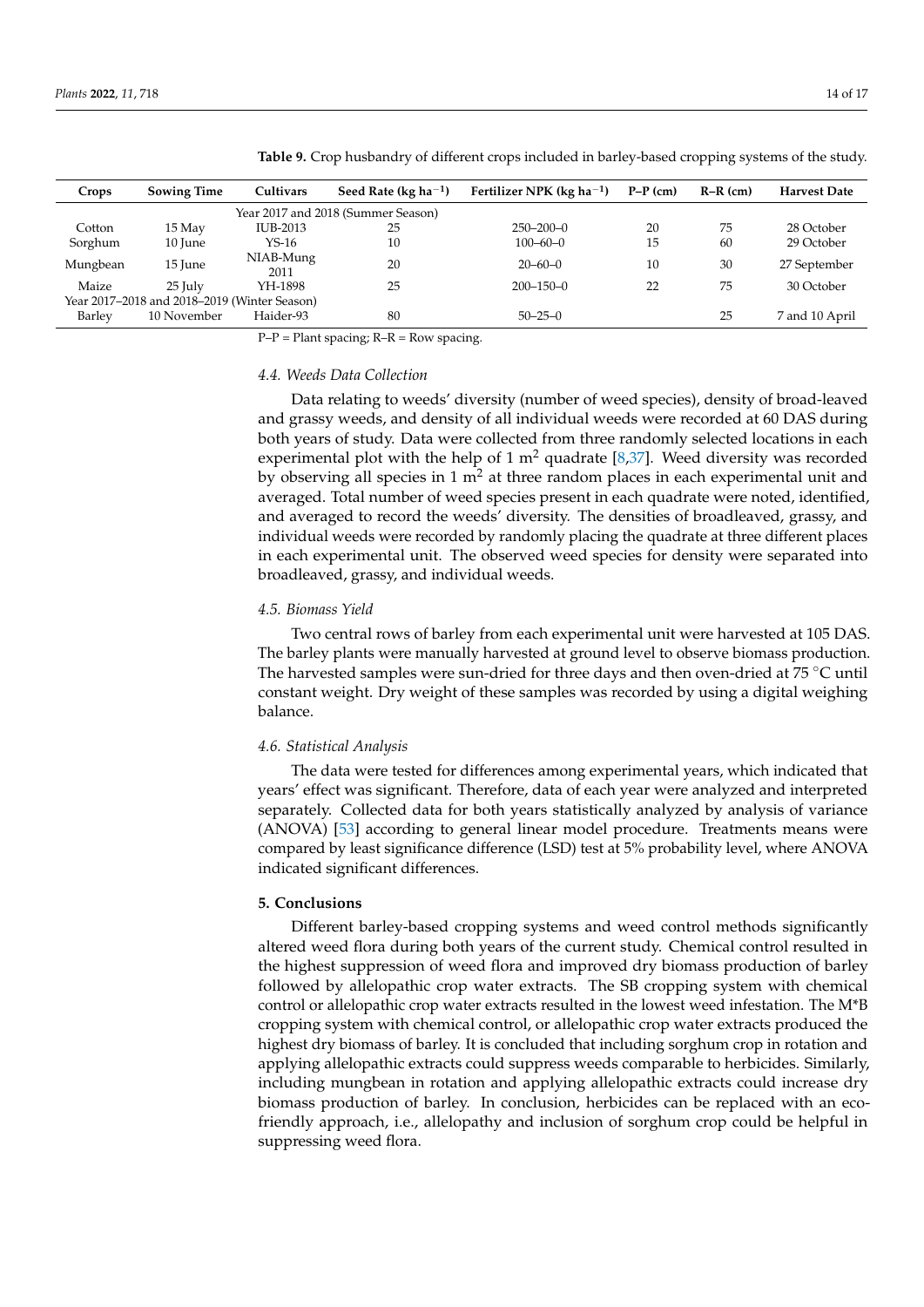**Table 9.** Crop husbandry of different crops included in barley-based cropping systems of the study.

| Crops | Sowing Time | Cultivars | Seed Rate (kg ha$^{-1}$) | Fertilizer NPK (kg ha$^{-1}$) | P–P (cm) | R–R (cm) | Harvest Date |
|---|---|---|---|---|---|---|---|
| Year 2017 and 2018 (Summer Season) | | | | | | | |
| Cotton | 15 May | IUB-2013 | 25 | 250–200–0 | 20 | 75 | 28 October |
| Sorghum | 10 June | YS-16 | 10 | 100–60–0 | 15 | 60 | 29 October |
| Mungbean | 15 June | NIAB-Mung 2011 | 20 | 20–60–0 | 10 | 30 | 27 September |
| Maize | 25 July | YH-1898 | 25 | 200–150–0 | 22 | 75 | 30 October |
| Year 2017–2018 and 2018–2019 (Winter Season) | | | | | | | |
| Barley | 10 November | Haider-93 | 80 | 50–25–0 | | 25 | 7 and 10 April |

P–P = Plant spacing; R–R = Row spacing.

### 4.4. Weeds Data Collection

Data relating to weeds' diversity (number of weed species), density of broad-leaved and grassy weeds, and density of all individual weeds were recorded at 60 DAS during both years of study. Data were collected from three randomly selected locations in each experimental plot with the help of 1 m$^2$ quadrate [8,37]. Weed diversity was recorded by observing all species in 1 m$^2$ at three random places in each experimental unit and averaged. Total number of weed species present in each quadrate were noted, identified, and averaged to record the weeds' diversity. The densities of broadleaved, grassy, and individual weeds were recorded by randomly placing the quadrate at three different places in each experimental unit. The observed weed species for density were separated into broadleaved, grassy, and individual weeds.

### 4.5. Biomass Yield

Two central rows of barley from each experimental unit were harvested at 105 DAS. The barley plants were manually harvested at ground level to observe biomass production. The harvested samples were sun-dried for three days and then oven-dried at 75 °C until constant weight. Dry weight of these samples was recorded by using a digital weighing balance.

### 4.6. Statistical Analysis

The data were tested for differences among experimental years, which indicated that years' effect was significant. Therefore, data of each year were analyzed and interpreted separately. Collected data for both years statistically analyzed by analysis of variance (ANOVA) [53] according to general linear model procedure. Treatments means were compared by least significance difference (LSD) test at 5% probability level, where ANOVA indicated significant differences.

## 5. Conclusions

Different barley-based cropping systems and weed control methods significantly altered weed flora during both years of the current study. Chemical control resulted in the highest suppression of weed flora and improved dry biomass production of barley followed by allelopathic crop water extracts. The SB cropping system with chemical control or allelopathic crop water extracts resulted in the lowest weed infestation. The M*B cropping system with chemical control, or allelopathic crop water extracts produced the highest dry biomass of barley. It is concluded that including sorghum crop in rotation and applying allelopathic extracts could suppress weeds comparable to herbicides. Similarly, including mungbean in rotation and applying allelopathic extracts could increase dry biomass production of barley. In conclusion, herbicides can be replaced with an eco-friendly approach, i.e., allelopathy and inclusion of sorghum crop could be helpful in suppressing weed flora.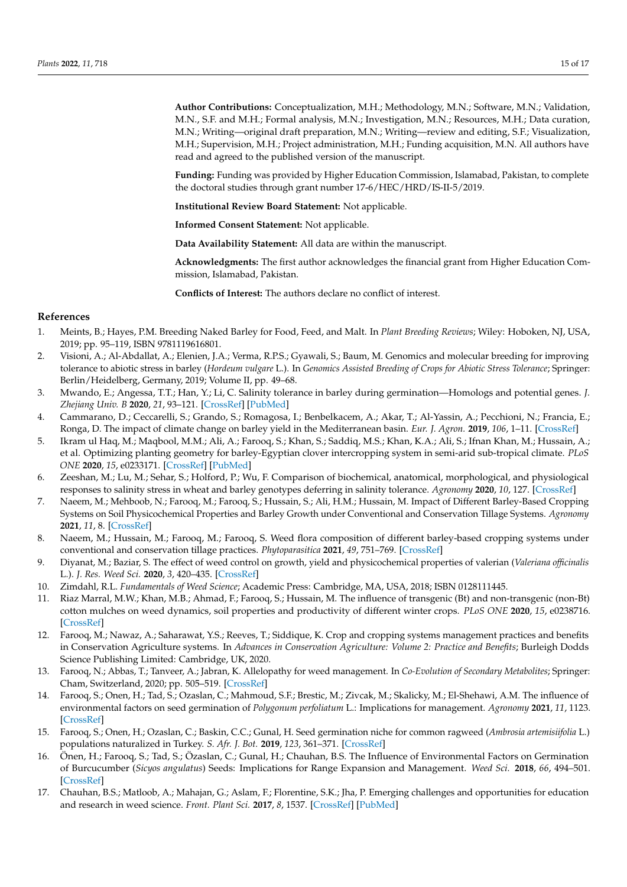**Author Contributions:** Conceptualization, M.H.; Methodology, M.N.; Software, M.N.; Validation, M.N., S.F. and M.H.; Formal analysis, M.N.; Investigation, M.N.; Resources, M.H.; Data curation, M.N.; Writing—original draft preparation, M.N.; Writing—review and editing, S.F.; Visualization, M.H.; Supervision, M.H.; Project administration, M.H.; Funding acquisition, M.N. All authors have read and agreed to the published version of the manuscript.

**Funding:** Funding was provided by Higher Education Commission, Islamabad, Pakistan, to complete the doctoral studies through grant number 17-6/HEC/HRD/IS-II-5/2019.

**Institutional Review Board Statement:** Not applicable.

**Informed Consent Statement:** Not applicable.

**Data Availability Statement:** All data are within the manuscript.

**Acknowledgments:** The first author acknowledges the financial grant from Higher Education Commission, Islamabad, Pakistan.

**Conflicts of Interest:** The authors declare no conflict of interest.

## References

1. Meints, B.; Hayes, P.M. Breeding Naked Barley for Food, Feed, and Malt. In *Plant Breeding Reviews*; Wiley: Hoboken, NJ, USA, 2019; pp. 95–119, ISBN 9781119616801.
2. Visioni, A.; Al-Abdallat, A.; Elenien, J.A.; Verma, R.P.S.; Gyawali, S.; Baum, M. Genomics and molecular breeding for improving tolerance to abiotic stress in barley (*Hordeum vulgare* L.). In *Genomics Assisted Breeding of Crops for Abiotic Stress Tolerance*; Springer: Berlin/Heidelberg, Germany, 2019; Volume II, pp. 49–68.
3. Mwando, E.; Angessa, T.T.; Han, Y.; Li, C. Salinity tolerance in barley during germination—Homologs and potential genes. *J. Zhejiang Univ. B* **2020**, *21*, 93–121. [CrossRef] [PubMed]
4. Cammarano, D.; Ceccarelli, S.; Grando, S.; Romagosa, I.; Benbelkacem, A.; Akar, T.; Al-Yassin, A.; Pecchioni, N.; Francia, E.; Ronga, D. The impact of climate change on barley yield in the Mediterranean basin. *Eur. J. Agron.* **2019**, *106*, 1–11. [CrossRef]
5. Ikram ul Haq, M.; Maqbool, M.M.; Ali, A.; Farooq, S.; Khan, S.; Saddiq, M.S.; Khan, K.A.; Ali, S.; Ifnan Khan, M.; Hussain, A.; et al. Optimizing planting geometry for barley-Egyptian clover intercropping system in semi-arid sub-tropical climate. *PLoS ONE* **2020**, *15*, e0233171. [CrossRef] [PubMed]
6. Zeeshan, M.; Lu, M.; Sehar, S.; Holford, P.; Wu, F. Comparison of biochemical, anatomical, morphological, and physiological responses to salinity stress in wheat and barley genotypes deferring in salinity tolerance. *Agronomy* **2020**, *10*, 127. [CrossRef]
7. Naeem, M.; Mehboob, N.; Farooq, M.; Farooq, S.; Hussain, S.; Ali, H.M.; Hussain, M. Impact of Different Barley-Based Cropping Systems on Soil Physicochemical Properties and Barley Growth under Conventional and Conservation Tillage Systems. *Agronomy* **2021**, *11*, 8. [CrossRef]
8. Naeem, M.; Hussain, M.; Farooq, M.; Farooq, S. Weed flora composition of different barley-based cropping systems under conventional and conservation tillage practices. *Phytoparasitica* **2021**, *49*, 751–769. [CrossRef]
9. Diyanat, M.; Baziar, S. The effect of weed control on growth, yield and physicochemical properties of valerian (*Valeriana officinalis* L.). *J. Res. Weed Sci.* **2020**, *3*, 420–435. [CrossRef]
10. Zimdahl, R.L. *Fundamentals of Weed Science*; Academic Press: Cambridge, MA, USA, 2018; ISBN 0128111445.
11. Riaz Marral, M.W.; Khan, M.B.; Ahmad, F.; Farooq, S.; Hussain, M. The influence of transgenic (Bt) and non-transgenic (non-Bt) cotton mulches on weed dynamics, soil properties and productivity of different winter crops. *PLoS ONE* **2020**, *15*, e0238716. [CrossRef]
12. Farooq, M.; Nawaz, A.; Saharawat, Y.S.; Reeves, T.; Siddique, K. Crop and cropping systems management practices and benefits in Conservation Agriculture systems. In *Advances in Conservation Agriculture: Volume 2: Practice and Benefits*; Burleigh Dodds Science Publishing Limited: Cambridge, UK, 2020.
13. Farooq, N.; Abbas, T.; Tanveer, A.; Jabran, K. Allelopathy for weed management. In *Co-Evolution of Secondary Metabolites*; Springer: Cham, Switzerland, 2020; pp. 505–519. [CrossRef]
14. Farooq, S.; Onen, H.; Tad, S.; Ozaslan, C.; Mahmoud, S.F.; Brestic, M.; Zivcak, M.; Skalicky, M.; El-Shehawi, A.M. The influence of environmental factors on seed germination of *Polygonum perfoliatum* L.: Implications for management. *Agronomy* **2021**, *11*, 1123. [CrossRef]
15. Farooq, S.; Onen, H.; Ozaslan, C.; Baskin, C.C.; Gunal, H. Seed germination niche for common ragweed (*Ambrosia artemisiifolia* L.) populations naturalized in Turkey. *S. Afr. J. Bot.* **2019**, *123*, 361–371. [CrossRef]
16. Önen, H.; Farooq, S.; Tad, S.; Özaslan, C.; Gunal, H.; Chauhan, B.S. The Influence of Environmental Factors on Germination of Burcucumber (*Sicyos angulatus*) Seeds: Implications for Range Expansion and Management. *Weed Sci.* **2018**, *66*, 494–501. [CrossRef]
17. Chauhan, B.S.; Matloob, A.; Mahajan, G.; Aslam, F.; Florentine, S.K.; Jha, P. Emerging challenges and opportunities for education and research in weed science. *Front. Plant Sci.* **2017**, *8*, 1537. [CrossRef] [PubMed]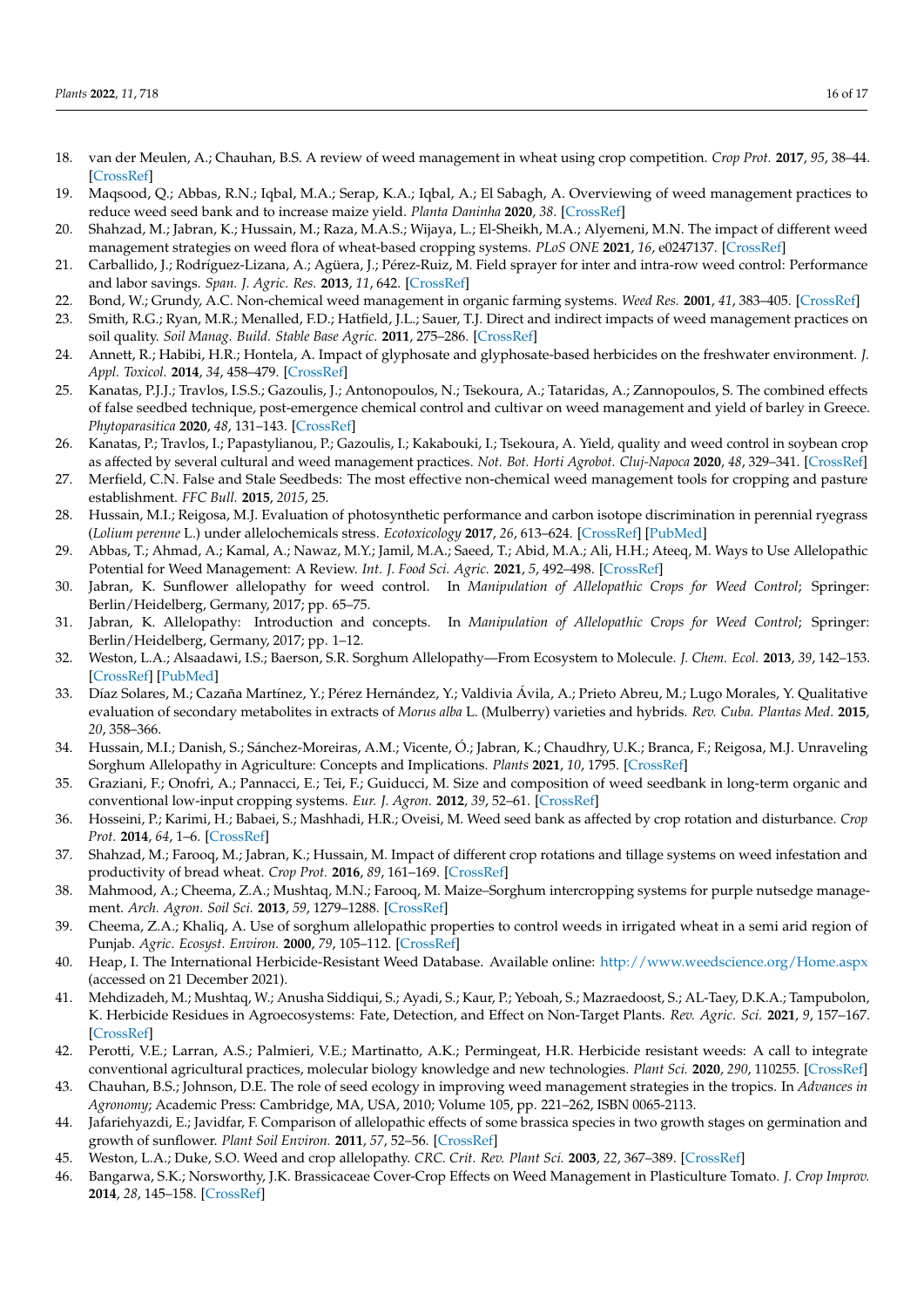18. van der Meulen, A.; Chauhan, B.S. A review of weed management in wheat using crop competition. *Crop Prot.* **2017**, *95*, 38–44. [CrossRef]
19. Maqsood, Q.; Abbas, R.N.; Iqbal, M.A.; Serap, K.A.; Iqbal, A.; El Sabagh, A. Overviewing of weed management practices to reduce weed seed bank and to increase maize yield. *Planta Daninha* **2020**, *38*. [CrossRef]
20. Shahzad, M.; Jabran, K.; Hussain, M.; Raza, M.A.S.; Wijaya, L.; El-Sheikh, M.A.; Alyemeni, M.N. The impact of different weed management strategies on weed flora of wheat-based cropping systems. *PLoS ONE* **2021**, *16*, e0247137. [CrossRef]
21. Carballido, J.; Rodríguez-Lizana, A.; Agüera, J.; Pérez-Ruiz, M. Field sprayer for inter and intra-row weed control: Performance and labor savings. *Span. J. Agric. Res.* **2013**, *11*, 642. [CrossRef]
22. Bond, W.; Grundy, A.C. Non-chemical weed management in organic farming systems. *Weed Res.* **2001**, *41*, 383–405. [CrossRef]
23. Smith, R.G.; Ryan, M.R.; Menalled, F.D.; Hatfield, J.L.; Sauer, T.J. Direct and indirect impacts of weed management practices on soil quality. *Soil Manag. Build. Stable Base Agric.* **2011**, 275–286. [CrossRef]
24. Annett, R.; Habibi, H.R.; Hontela, A. Impact of glyphosate and glyphosate-based herbicides on the freshwater environment. *J. Appl. Toxicol.* **2014**, *34*, 458–479. [CrossRef]
25. Kanatas, P.J.J.; Travlos, I.S.S.; Gazoulis, J.; Antonopoulos, N.; Tsekoura, A.; Tataridas, A.; Zannopoulos, S. The combined effects of false seedbed technique, post-emergence chemical control and cultivar on weed management and yield of barley in Greece. *Phytoparasitica* **2020**, *48*, 131–143. [CrossRef]
26. Kanatas, P.; Travlos, I.; Papastylianou, P.; Gazoulis, I.; Kakabouki, I.; Tsekoura, A. Yield, quality and weed control in soybean crop as affected by several cultural and weed management practices. *Not. Bot. Horti Agrobot. Cluj-Napoca* **2020**, *48*, 329–341. [CrossRef]
27. Merfield, C.N. False and Stale Seedbeds: The most effective non-chemical weed management tools for cropping and pasture establishment. *FFC Bull.* **2015**, *2015*, 25.
28. Hussain, M.I.; Reigosa, M.J. Evaluation of photosynthetic performance and carbon isotope discrimination in perennial ryegrass (*Lolium perenne* L.) under allelochemicals stress. *Ecotoxicology* **2017**, *26*, 613–624. [CrossRef] [PubMed]
29. Abbas, T.; Ahmad, A.; Kamal, A.; Nawaz, M.Y.; Jamil, M.A.; Saeed, T.; Abid, M.A.; Ali, H.H.; Ateeq, M. Ways to Use Allelopathic Potential for Weed Management: A Review. *Int. J. Food Sci. Agric.* **2021**, *5*, 492–498. [CrossRef]
30. Jabran, K. Sunflower allelopathy for weed control. In *Manipulation of Allelopathic Crops for Weed Control*; Springer: Berlin/Heidelberg, Germany, 2017; pp. 65–75.
31. Jabran, K. Allelopathy: Introduction and concepts. In *Manipulation of Allelopathic Crops for Weed Control*; Springer: Berlin/Heidelberg, Germany, 2017; pp. 1–12.
32. Weston, L.A.; Alsaadawi, I.S.; Baerson, S.R. Sorghum Allelopathy—From Ecosystem to Molecule. *J. Chem. Ecol.* **2013**, *39*, 142–153. [CrossRef] [PubMed]
33. Díaz Solares, M.; Cazaña Martínez, Y.; Pérez Hernández, Y.; Valdivia Ávila, A.; Prieto Abreu, M.; Lugo Morales, Y. Qualitative evaluation of secondary metabolites in extracts of *Morus alba* L. (Mulberry) varieties and hybrids. *Rev. Cuba. Plantas Med.* **2015**, *20*, 358–366.
34. Hussain, M.I.; Danish, S.; Sánchez-Moreiras, A.M.; Vicente, Ó.; Jabran, K.; Chaudhry, U.K.; Branca, F.; Reigosa, M.J. Unraveling Sorghum Allelopathy in Agriculture: Concepts and Implications. *Plants* **2021**, *10*, 1795. [CrossRef]
35. Graziani, F.; Onofri, A.; Pannacci, E.; Tei, F.; Guiducci, M. Size and composition of weed seedbank in long-term organic and conventional low-input cropping systems. *Eur. J. Agron.* **2012**, *39*, 52–61. [CrossRef]
36. Hosseini, P.; Karimi, H.; Babaei, S.; Mashhadi, H.R.; Oveisi, M. Weed seed bank as affected by crop rotation and disturbance. *Crop Prot.* **2014**, *64*, 1–6. [CrossRef]
37. Shahzad, M.; Farooq, M.; Jabran, K.; Hussain, M. Impact of different crop rotations and tillage systems on weed infestation and productivity of bread wheat. *Crop Prot.* **2016**, *89*, 161–169. [CrossRef]
38. Mahmood, A.; Cheema, Z.A.; Mushtaq, M.N.; Farooq, M. Maize–Sorghum intercropping systems for purple nutsedge management. *Arch. Agron. Soil Sci.* **2013**, *59*, 1279–1288. [CrossRef]
39. Cheema, Z.A.; Khaliq, A. Use of sorghum allelopathic properties to control weeds in irrigated wheat in a semi arid region of Punjab. *Agric. Ecosyst. Environ.* **2000**, *79*, 105–112. [CrossRef]
40. Heap, I. The International Herbicide-Resistant Weed Database. Available online: http://www.weedscience.org/Home.aspx (accessed on 21 December 2021).
41. Mehdizadeh, M.; Mushtaq, W.; Anusha Siddiqui, S.; Ayadi, S.; Kaur, P.; Yeboah, S.; Mazraedoost, S.; AL-Taey, D.K.A.; Tampubolon, K. Herbicide Residues in Agroecosystems: Fate, Detection, and Effect on Non-Target Plants. *Rev. Agric. Sci.* **2021**, *9*, 157–167. [CrossRef]
42. Perotti, V.E.; Larran, A.S.; Palmieri, V.E.; Martinatto, A.K.; Permingeat, H.R. Herbicide resistant weeds: A call to integrate conventional agricultural practices, molecular biology knowledge and new technologies. *Plant Sci.* **2020**, *290*, 110255. [CrossRef]
43. Chauhan, B.S.; Johnson, D.E. The role of seed ecology in improving weed management strategies in the tropics. In *Advances in Agronomy*; Academic Press: Cambridge, MA, USA, 2010; Volume 105, pp. 221–262, ISBN 0065-2113.
44. Jafariehyazdi, E.; Javidfar, F. Comparison of allelopathic effects of some brassica species in two growth stages on germination and growth of sunflower. *Plant Soil Environ.* **2011**, *57*, 52–56. [CrossRef]
45. Weston, L.A.; Duke, S.O. Weed and crop allelopathy. *CRC. Crit. Rev. Plant Sci.* **2003**, *22*, 367–389. [CrossRef]
46. Bangarwa, S.K.; Norsworthy, J.K. Brassicaceae Cover-Crop Effects on Weed Management in Plasticulture Tomato. *J. Crop Improv.* **2014**, *28*, 145–158. [CrossRef]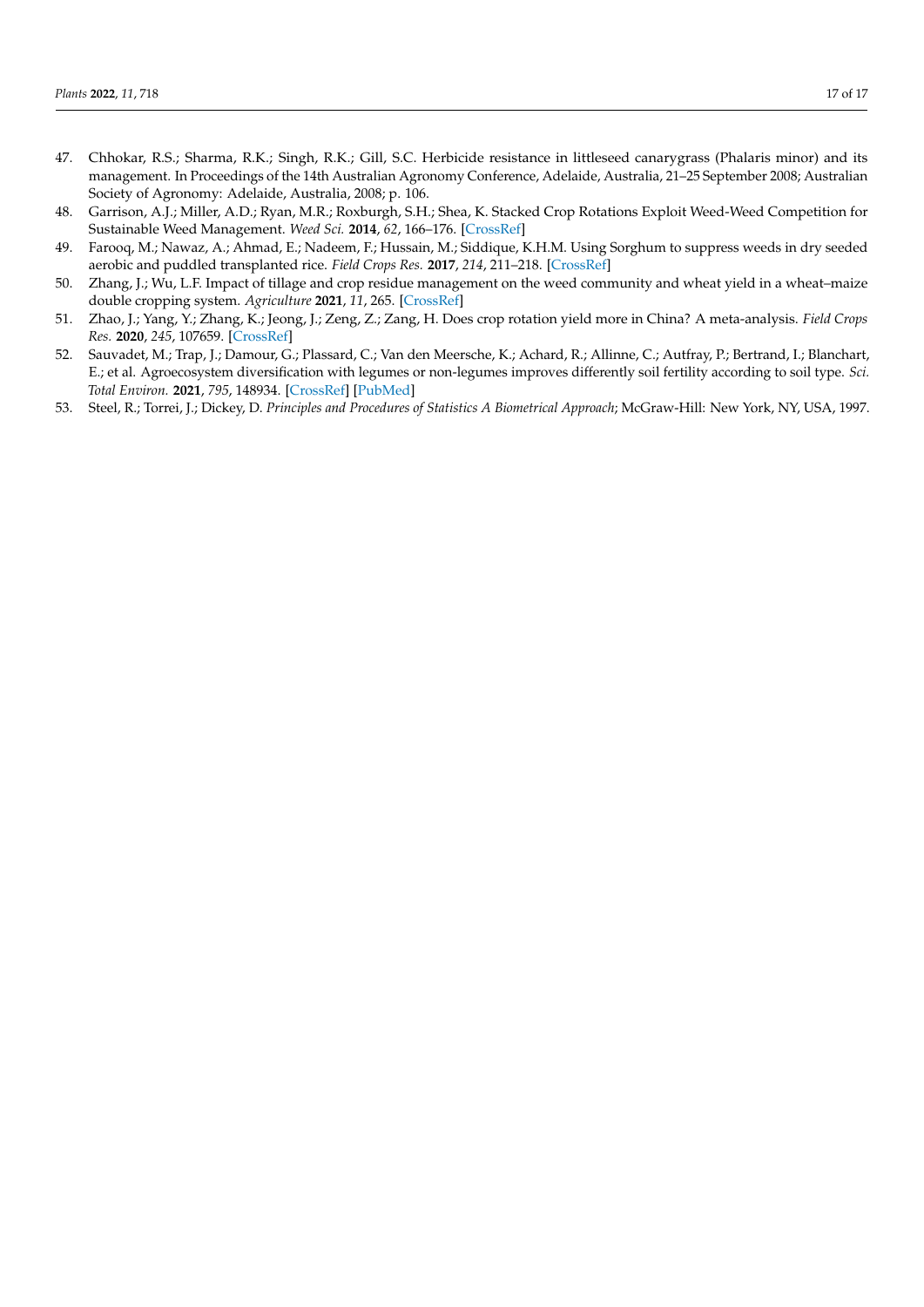47. Chhokar, R.S.; Sharma, R.K.; Singh, R.K.; Gill, S.C. Herbicide resistance in littleseed canarygrass (Phalaris minor) and its management. In Proceedings of the 14th Australian Agronomy Conference, Adelaide, Australia, 21–25 September 2008; Australian Society of Agronomy: Adelaide, Australia, 2008; p. 106.
48. Garrison, A.J.; Miller, A.D.; Ryan, M.R.; Roxburgh, S.H.; Shea, K. Stacked Crop Rotations Exploit Weed-Weed Competition for Sustainable Weed Management. *Weed Sci.* **2014**, *62*, 166–176. [CrossRef]
49. Farooq, M.; Nawaz, A.; Ahmad, E.; Nadeem, F.; Hussain, M.; Siddique, K.H.M. Using Sorghum to suppress weeds in dry seeded aerobic and puddled transplanted rice. *Field Crops Res.* **2017**, *214*, 211–218. [CrossRef]
50. Zhang, J.; Wu, L.F. Impact of tillage and crop residue management on the weed community and wheat yield in a wheat–maize double cropping system. *Agriculture* **2021**, *11*, 265. [CrossRef]
51. Zhao, J.; Yang, Y.; Zhang, K.; Jeong, J.; Zeng, Z.; Zang, H. Does crop rotation yield more in China? A meta-analysis. *Field Crops Res.* **2020**, *245*, 107659. [CrossRef]
52. Sauvadet, M.; Trap, J.; Damour, G.; Plassard, C.; Van den Meersche, K.; Achard, R.; Allinne, C.; Autfray, P.; Bertrand, I.; Blanchart, E.; et al. Agroecosystem diversification with legumes or non-legumes improves differently soil fertility according to soil type. *Sci. Total Environ.* **2021**, *795*, 148934. [CrossRef] [PubMed]
53. Steel, R.; Torrei, J.; Dickey, D. *Principles and Procedures of Statistics A Biometrical Approach*; McGraw-Hill: New York, NY, USA, 1997.